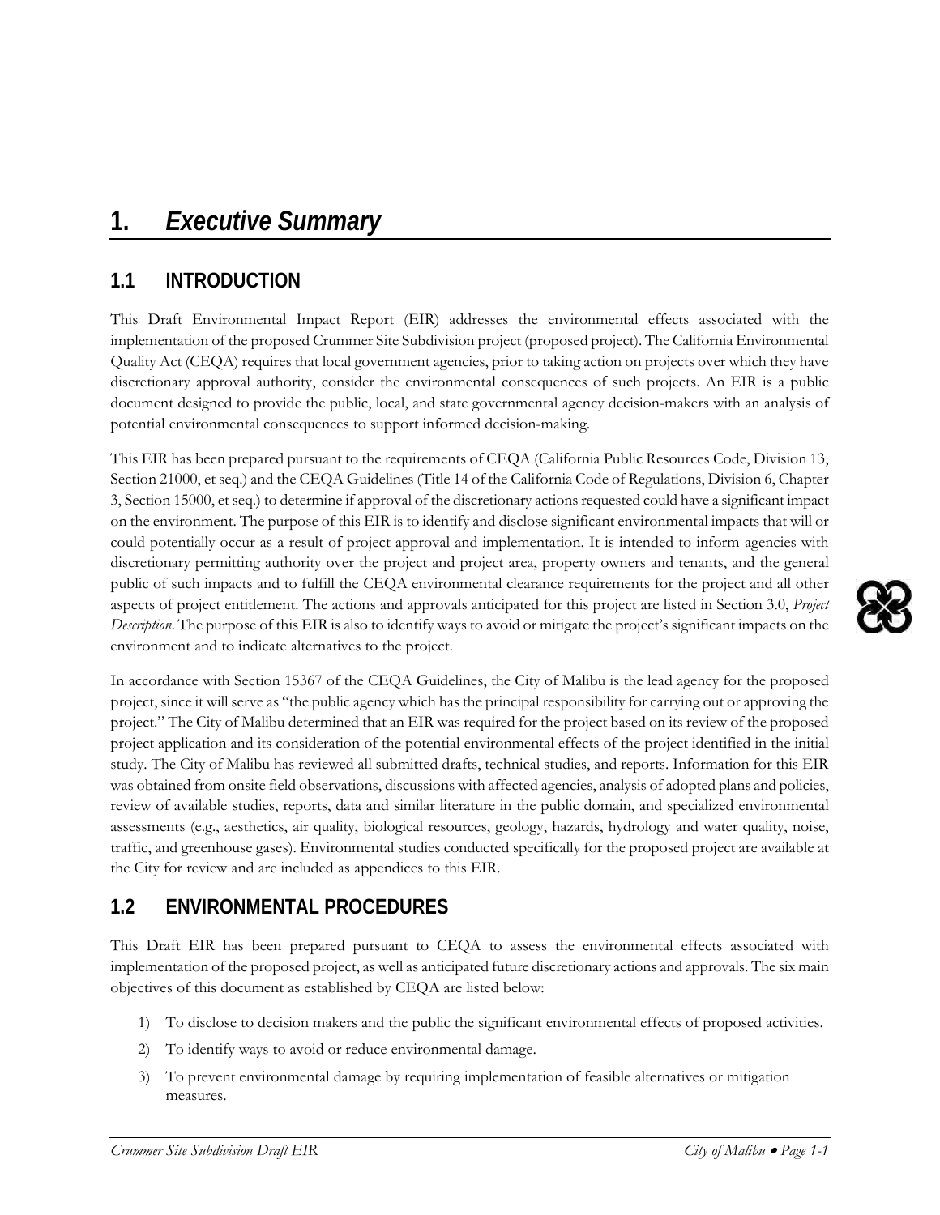# 1. *Executive Summary*

## 1.1 INTRODUCTION

This Draft Environmental Impact Report (EIR) addresses the environmental effects associated with the implementation of the proposed Crummer Site Subdivision project (proposed project). The California Environmental Quality Act (CEQA) requires that local government agencies, prior to taking action on projects over which they have discretionary approval authority, consider the environmental consequences of such projects. An EIR is a public document designed to provide the public, local, and state governmental agency decision-makers with an analysis of potential environmental consequences to support informed decision-making.

This EIR has been prepared pursuant to the requirements of CEQA (California Public Resources Code, Division 13, Section 21000, et seq.) and the CEQA Guidelines (Title 14 of the California Code of Regulations, Division 6, Chapter 3, Section 15000, et seq.) to determine if approval of the discretionary actions requested could have a significant impact on the environment. The purpose of this EIR is to identify and disclose significant environmental impacts that will or could potentially occur as a result of project approval and implementation. It is intended to inform agencies with discretionary permitting authority over the project and project area, property owners and tenants, and the general public of such impacts and to fulfill the CEQA environmental clearance requirements for the project and all other aspects of project entitlement. The actions and approvals anticipated for this project are listed in Section 3.0, *Project Description*. The purpose of this EIR is also to identify ways to avoid or mitigate the project's significant impacts on the environment and to indicate alternatives to the project.

In accordance with Section 15367 of the CEQA Guidelines, the City of Malibu is the lead agency for the proposed project, since it will serve as "the public agency which has the principal responsibility for carrying out or approving the project." The City of Malibu determined that an EIR was required for the project based on its review of the proposed project application and its consideration of the potential environmental effects of the project identified in the initial study. The City of Malibu has reviewed all submitted drafts, technical studies, and reports. Information for this EIR was obtained from onsite field observations, discussions with affected agencies, analysis of adopted plans and policies, review of available studies, reports, data and similar literature in the public domain, and specialized environmental assessments (e.g., aesthetics, air quality, biological resources, geology, hazards, hydrology and water quality, noise, traffic, and greenhouse gases). Environmental studies conducted specifically for the proposed project are available at the City for review and are included as appendices to this EIR.

## 1.2 ENVIRONMENTAL PROCEDURES

This Draft EIR has been prepared pursuant to CEQA to assess the environmental effects associated with implementation of the proposed project, as well as anticipated future discretionary actions and approvals. The six main objectives of this document as established by CEQA are listed below:

1) To disclose to decision makers and the public the significant environmental effects of proposed activities.
2) To identify ways to avoid or reduce environmental damage.
3) To prevent environmental damage by requiring implementation of feasible alternatives or mitigation measures.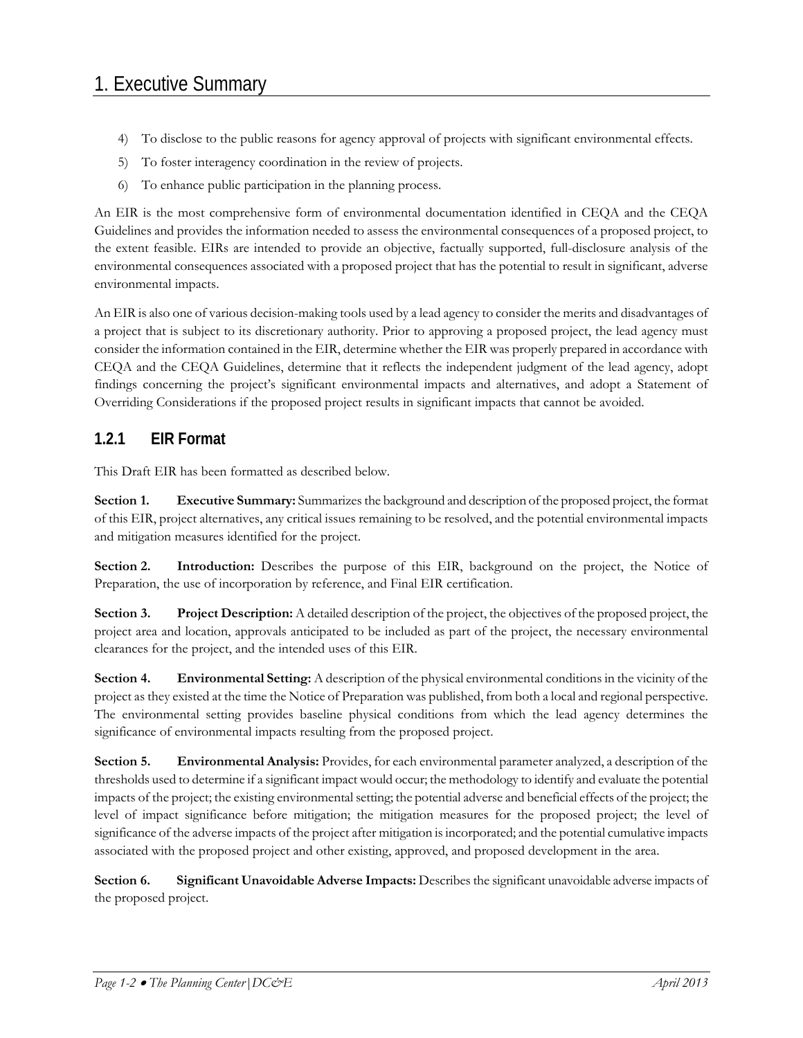4) To disclose to the public reasons for agency approval of projects with significant environmental effects.
5) To foster interagency coordination in the review of projects.
6) To enhance public participation in the planning process.

An EIR is the most comprehensive form of environmental documentation identified in CEQA and the CEQA Guidelines and provides the information needed to assess the environmental consequences of a proposed project, to the extent feasible. EIRs are intended to provide an objective, factually supported, full-disclosure analysis of the environmental consequences associated with a proposed project that has the potential to result in significant, adverse environmental impacts.

An EIR is also one of various decision-making tools used by a lead agency to consider the merits and disadvantages of a project that is subject to its discretionary authority. Prior to approving a proposed project, the lead agency must consider the information contained in the EIR, determine whether the EIR was properly prepared in accordance with CEQA and the CEQA Guidelines, determine that it reflects the independent judgment of the lead agency, adopt findings concerning the project's significant environmental impacts and alternatives, and adopt a Statement of Overriding Considerations if the proposed project results in significant impacts that cannot be avoided.

### 1.2.1 EIR Format

This Draft EIR has been formatted as described below.

**Section 1. Executive Summary:** Summarizes the background and description of the proposed project, the format of this EIR, project alternatives, any critical issues remaining to be resolved, and the potential environmental impacts and mitigation measures identified for the project.

**Section 2. Introduction:** Describes the purpose of this EIR, background on the project, the Notice of Preparation, the use of incorporation by reference, and Final EIR certification.

**Section 3. Project Description:** A detailed description of the project, the objectives of the proposed project, the project area and location, approvals anticipated to be included as part of the project, the necessary environmental clearances for the project, and the intended uses of this EIR.

**Section 4. Environmental Setting:** A description of the physical environmental conditions in the vicinity of the project as they existed at the time the Notice of Preparation was published, from both a local and regional perspective. The environmental setting provides baseline physical conditions from which the lead agency determines the significance of environmental impacts resulting from the proposed project.

**Section 5. Environmental Analysis:** Provides, for each environmental parameter analyzed, a description of the thresholds used to determine if a significant impact would occur; the methodology to identify and evaluate the potential impacts of the project; the existing environmental setting; the potential adverse and beneficial effects of the project; the level of impact significance before mitigation; the mitigation measures for the proposed project; the level of significance of the adverse impacts of the project after mitigation is incorporated; and the potential cumulative impacts associated with the proposed project and other existing, approved, and proposed development in the area.

**Section 6. Significant Unavoidable Adverse Impacts:** Describes the significant unavoidable adverse impacts of the proposed project.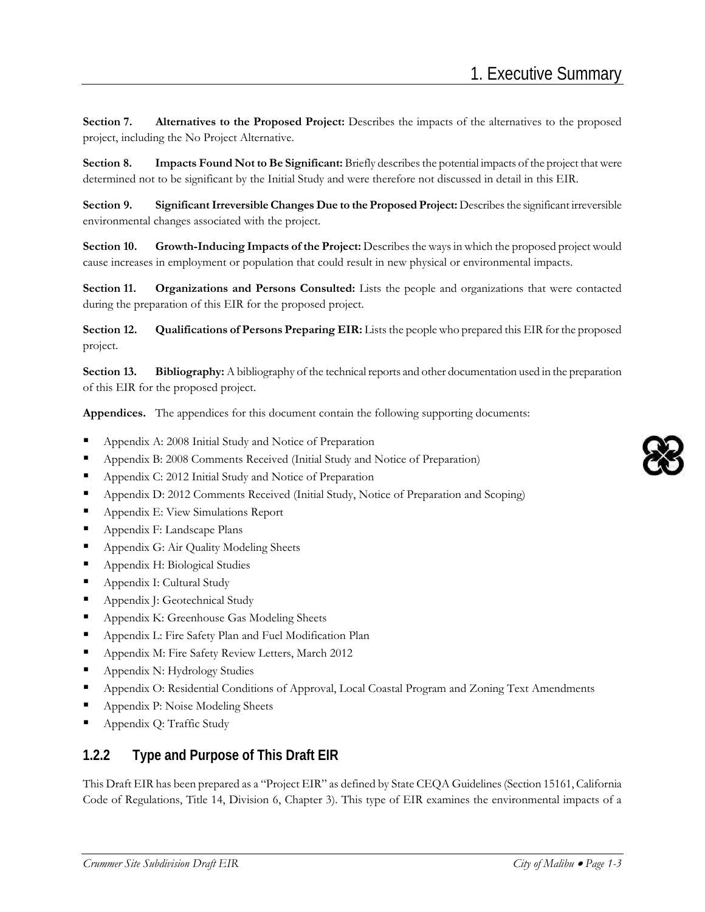**Section 7. Alternatives to the Proposed Project:** Describes the impacts of the alternatives to the proposed project, including the No Project Alternative.

**Section 8. Impacts Found Not to Be Significant:** Briefly describes the potential impacts of the project that were determined not to be significant by the Initial Study and were therefore not discussed in detail in this EIR.

**Section 9. Significant Irreversible Changes Due to the Proposed Project:** Describes the significant irreversible environmental changes associated with the project.

**Section 10. Growth-Inducing Impacts of the Project:** Describes the ways in which the proposed project would cause increases in employment or population that could result in new physical or environmental impacts.

**Section 11. Organizations and Persons Consulted:** Lists the people and organizations that were contacted during the preparation of this EIR for the proposed project.

**Section 12. Qualifications of Persons Preparing EIR:** Lists the people who prepared this EIR for the proposed project.

**Section 13. Bibliography:** A bibliography of the technical reports and other documentation used in the preparation of this EIR for the proposed project.

**Appendices.** The appendices for this document contain the following supporting documents:

- Appendix A: 2008 Initial Study and Notice of Preparation
- Appendix B: 2008 Comments Received (Initial Study and Notice of Preparation)
- Appendix C: 2012 Initial Study and Notice of Preparation
- Appendix D: 2012 Comments Received (Initial Study, Notice of Preparation and Scoping)
- Appendix E: View Simulations Report
- Appendix F: Landscape Plans
- Appendix G: Air Quality Modeling Sheets
- Appendix H: Biological Studies
- Appendix I: Cultural Study
- Appendix J: Geotechnical Study
- Appendix K: Greenhouse Gas Modeling Sheets
- Appendix L: Fire Safety Plan and Fuel Modification Plan
- Appendix M: Fire Safety Review Letters, March 2012
- Appendix N: Hydrology Studies
- Appendix O: Residential Conditions of Approval, Local Coastal Program and Zoning Text Amendments
- Appendix P: Noise Modeling Sheets
- Appendix Q: Traffic Study

### 1.2.2 Type and Purpose of This Draft EIR

This Draft EIR has been prepared as a "Project EIR" as defined by State CEQA Guidelines (Section 15161, California Code of Regulations, Title 14, Division 6, Chapter 3). This type of EIR examines the environmental impacts of a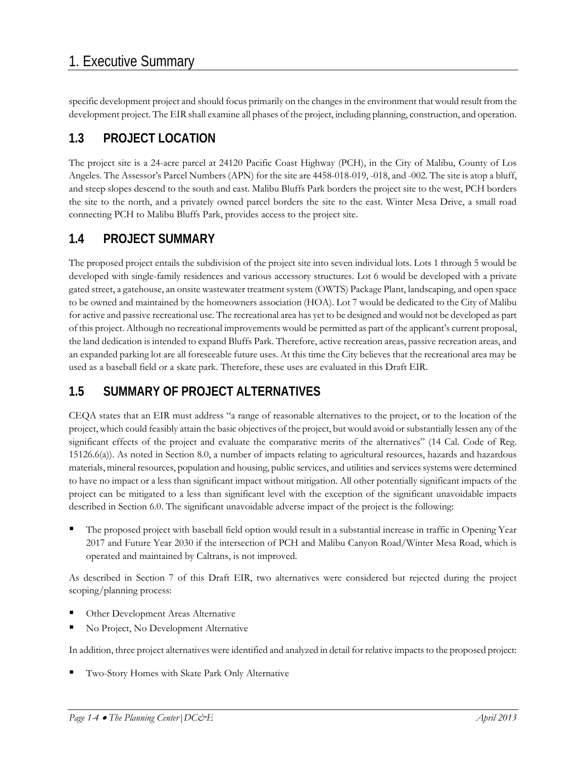specific development project and should focus primarily on the changes in the environment that would result from the development project. The EIR shall examine all phases of the project, including planning, construction, and operation.

## 1.3 PROJECT LOCATION

The project site is a 24-acre parcel at 24120 Pacific Coast Highway (PCH), in the City of Malibu, County of Los Angeles. The Assessor's Parcel Numbers (APN) for the site are 4458-018-019, -018, and -002. The site is atop a bluff, and steep slopes descend to the south and east. Malibu Bluffs Park borders the project site to the west, PCH borders the site to the north, and a privately owned parcel borders the site to the east. Winter Mesa Drive, a small road connecting PCH to Malibu Bluffs Park, provides access to the project site.

## 1.4 PROJECT SUMMARY

The proposed project entails the subdivision of the project site into seven individual lots. Lots 1 through 5 would be developed with single-family residences and various accessory structures. Lot 6 would be developed with a private gated street, a gatehouse, an onsite wastewater treatment system (OWTS) Package Plant, landscaping, and open space to be owned and maintained by the homeowners association (HOA). Lot 7 would be dedicated to the City of Malibu for active and passive recreational use. The recreational area has yet to be designed and would not be developed as part of this project. Although no recreational improvements would be permitted as part of the applicant's current proposal, the land dedication is intended to expand Bluffs Park. Therefore, active recreation areas, passive recreation areas, and an expanded parking lot are all foreseeable future uses. At this time the City believes that the recreational area may be used as a baseball field or a skate park. Therefore, these uses are evaluated in this Draft EIR.

## 1.5 SUMMARY OF PROJECT ALTERNATIVES

CEQA states that an EIR must address "a range of reasonable alternatives to the project, or to the location of the project, which could feasibly attain the basic objectives of the project, but would avoid or substantially lessen any of the significant effects of the project and evaluate the comparative merits of the alternatives" (14 Cal. Code of Reg. 15126.6(a)). As noted in Section 8.0, a number of impacts relating to agricultural resources, hazards and hazardous materials, mineral resources, population and housing, public services, and utilities and services systems were determined to have no impact or a less than significant impact without mitigation. All other potentially significant impacts of the project can be mitigated to a less than significant level with the exception of the significant unavoidable impacts described in Section 6.0. The significant unavoidable adverse impact of the project is the following:

- The proposed project with baseball field option would result in a substantial increase in traffic in Opening Year 2017 and Future Year 2030 if the intersection of PCH and Malibu Canyon Road/Winter Mesa Road, which is operated and maintained by Caltrans, is not improved.

As described in Section 7 of this Draft EIR, two alternatives were considered but rejected during the project scoping/planning process:

- Other Development Areas Alternative
- No Project, No Development Alternative

In addition, three project alternatives were identified and analyzed in detail for relative impacts to the proposed project:

- Two-Story Homes with Skate Park Only Alternative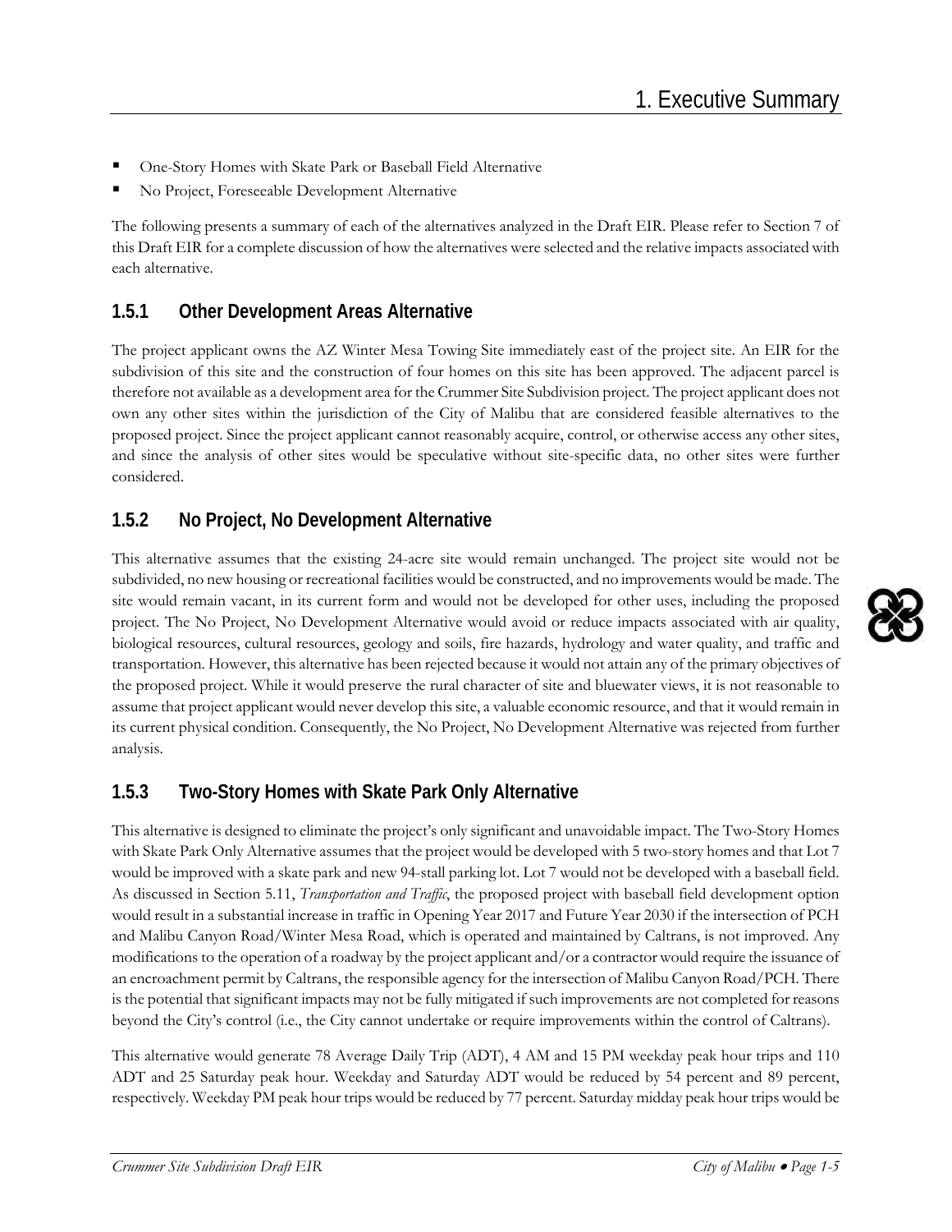- One-Story Homes with Skate Park or Baseball Field Alternative
- No Project, Foreseeable Development Alternative

The following presents a summary of each of the alternatives analyzed in the Draft EIR. Please refer to Section 7 of this Draft EIR for a complete discussion of how the alternatives were selected and the relative impacts associated with each alternative.

### 1.5.1 Other Development Areas Alternative

The project applicant owns the AZ Winter Mesa Towing Site immediately east of the project site. An EIR for the subdivision of this site and the construction of four homes on this site has been approved. The adjacent parcel is therefore not available as a development area for the Crummer Site Subdivision project. The project applicant does not own any other sites within the jurisdiction of the City of Malibu that are considered feasible alternatives to the proposed project. Since the project applicant cannot reasonably acquire, control, or otherwise access any other sites, and since the analysis of other sites would be speculative without site-specific data, no other sites were further considered.

### 1.5.2 No Project, No Development Alternative

This alternative assumes that the existing 24-acre site would remain unchanged. The project site would not be subdivided, no new housing or recreational facilities would be constructed, and no improvements would be made. The site would remain vacant, in its current form and would not be developed for other uses, including the proposed project. The No Project, No Development Alternative would avoid or reduce impacts associated with air quality, biological resources, cultural resources, geology and soils, fire hazards, hydrology and water quality, and traffic and transportation. However, this alternative has been rejected because it would not attain any of the primary objectives of the proposed project. While it would preserve the rural character of site and bluewater views, it is not reasonable to assume that project applicant would never develop this site, a valuable economic resource, and that it would remain in its current physical condition. Consequently, the No Project, No Development Alternative was rejected from further analysis.

### 1.5.3 Two-Story Homes with Skate Park Only Alternative

This alternative is designed to eliminate the project's only significant and unavoidable impact. The Two-Story Homes with Skate Park Only Alternative assumes that the project would be developed with 5 two-story homes and that Lot 7 would be improved with a skate park and new 94-stall parking lot. Lot 7 would not be developed with a baseball field. As discussed in Section 5.11, *Transportation and Traffic*, the proposed project with baseball field development option would result in a substantial increase in traffic in Opening Year 2017 and Future Year 2030 if the intersection of PCH and Malibu Canyon Road/Winter Mesa Road, which is operated and maintained by Caltrans, is not improved. Any modifications to the operation of a roadway by the project applicant and/or a contractor would require the issuance of an encroachment permit by Caltrans, the responsible agency for the intersection of Malibu Canyon Road/PCH. There is the potential that significant impacts may not be fully mitigated if such improvements are not completed for reasons beyond the City's control (i.e., the City cannot undertake or require improvements within the control of Caltrans).

This alternative would generate 78 Average Daily Trip (ADT), 4 AM and 15 PM weekday peak hour trips and 110 ADT and 25 Saturday peak hour. Weekday and Saturday ADT would be reduced by 54 percent and 89 percent, respectively. Weekday PM peak hour trips would be reduced by 77 percent. Saturday midday peak hour trips would be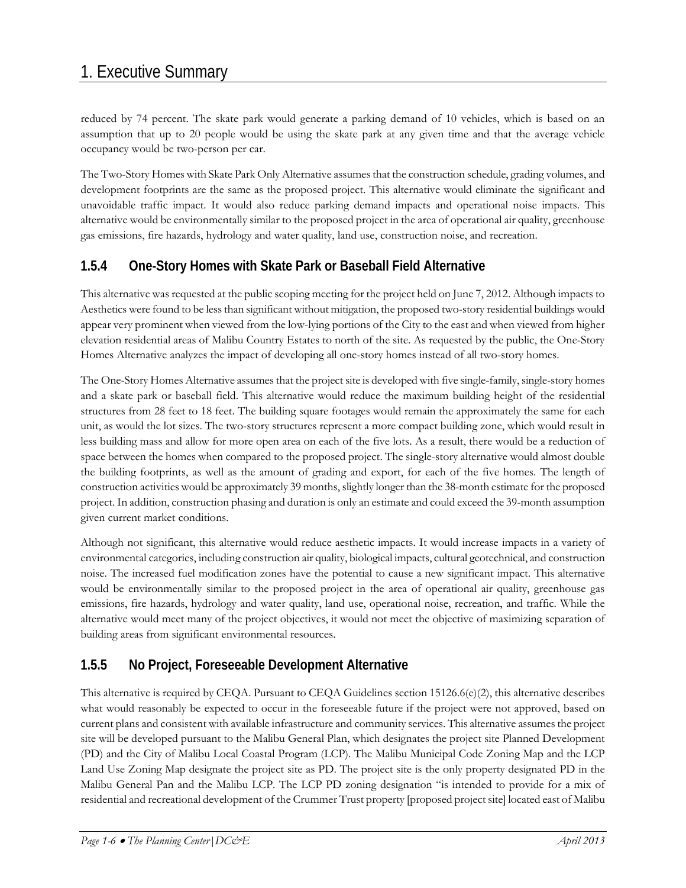reduced by 74 percent. The skate park would generate a parking demand of 10 vehicles, which is based on an assumption that up to 20 people would be using the skate park at any given time and that the average vehicle occupancy would be two-person per car.

The Two-Story Homes with Skate Park Only Alternative assumes that the construction schedule, grading volumes, and development footprints are the same as the proposed project. This alternative would eliminate the significant and unavoidable traffic impact. It would also reduce parking demand impacts and operational noise impacts. This alternative would be environmentally similar to the proposed project in the area of operational air quality, greenhouse gas emissions, fire hazards, hydrology and water quality, land use, construction noise, and recreation.

### 1.5.4 One-Story Homes with Skate Park or Baseball Field Alternative

This alternative was requested at the public scoping meeting for the project held on June 7, 2012. Although impacts to Aesthetics were found to be less than significant without mitigation, the proposed two-story residential buildings would appear very prominent when viewed from the low-lying portions of the City to the east and when viewed from higher elevation residential areas of Malibu Country Estates to north of the site. As requested by the public, the One-Story Homes Alternative analyzes the impact of developing all one-story homes instead of all two-story homes.

The One-Story Homes Alternative assumes that the project site is developed with five single-family, single-story homes and a skate park or baseball field. This alternative would reduce the maximum building height of the residential structures from 28 feet to 18 feet. The building square footages would remain the approximately the same for each unit, as would the lot sizes. The two-story structures represent a more compact building zone, which would result in less building mass and allow for more open area on each of the five lots. As a result, there would be a reduction of space between the homes when compared to the proposed project. The single-story alternative would almost double the building footprints, as well as the amount of grading and export, for each of the five homes. The length of construction activities would be approximately 39 months, slightly longer than the 38-month estimate for the proposed project. In addition, construction phasing and duration is only an estimate and could exceed the 39-month assumption given current market conditions.

Although not significant, this alternative would reduce aesthetic impacts. It would increase impacts in a variety of environmental categories, including construction air quality, biological impacts, cultural geotechnical, and construction noise. The increased fuel modification zones have the potential to cause a new significant impact. This alternative would be environmentally similar to the proposed project in the area of operational air quality, greenhouse gas emissions, fire hazards, hydrology and water quality, land use, operational noise, recreation, and traffic. While the alternative would meet many of the project objectives, it would not meet the objective of maximizing separation of building areas from significant environmental resources.

### 1.5.5 No Project, Foreseeable Development Alternative

This alternative is required by CEQA. Pursuant to CEQA Guidelines section 15126.6(e)(2), this alternative describes what would reasonably be expected to occur in the foreseeable future if the project were not approved, based on current plans and consistent with available infrastructure and community services. This alternative assumes the project site will be developed pursuant to the Malibu General Plan, which designates the project site Planned Development (PD) and the City of Malibu Local Coastal Program (LCP). The Malibu Municipal Code Zoning Map and the LCP Land Use Zoning Map designate the project site as PD. The project site is the only property designated PD in the Malibu General Pan and the Malibu LCP. The LCP PD zoning designation "is intended to provide for a mix of residential and recreational development of the Crummer Trust property [proposed project site] located east of Malibu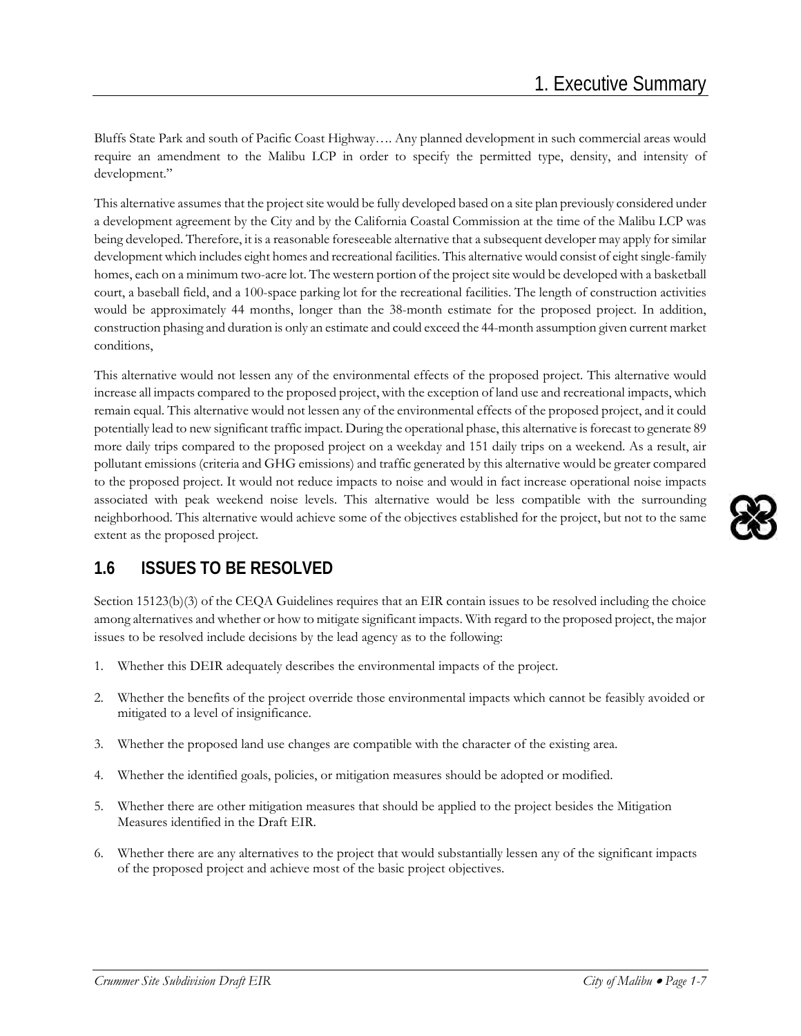Bluffs State Park and south of Pacific Coast Highway…. Any planned development in such commercial areas would require an amendment to the Malibu LCP in order to specify the permitted type, density, and intensity of development."

This alternative assumes that the project site would be fully developed based on a site plan previously considered under a development agreement by the City and by the California Coastal Commission at the time of the Malibu LCP was being developed. Therefore, it is a reasonable foreseeable alternative that a subsequent developer may apply for similar development which includes eight homes and recreational facilities. This alternative would consist of eight single-family homes, each on a minimum two-acre lot. The western portion of the project site would be developed with a basketball court, a baseball field, and a 100-space parking lot for the recreational facilities. The length of construction activities would be approximately 44 months, longer than the 38-month estimate for the proposed project. In addition, construction phasing and duration is only an estimate and could exceed the 44-month assumption given current market conditions,

This alternative would not lessen any of the environmental effects of the proposed project. This alternative would increase all impacts compared to the proposed project, with the exception of land use and recreational impacts, which remain equal. This alternative would not lessen any of the environmental effects of the proposed project, and it could potentially lead to new significant traffic impact. During the operational phase, this alternative is forecast to generate 89 more daily trips compared to the proposed project on a weekday and 151 daily trips on a weekend. As a result, air pollutant emissions (criteria and GHG emissions) and traffic generated by this alternative would be greater compared to the proposed project. It would not reduce impacts to noise and would in fact increase operational noise impacts associated with peak weekend noise levels. This alternative would be less compatible with the surrounding neighborhood. This alternative would achieve some of the objectives established for the project, but not to the same extent as the proposed project.

## 1.6 ISSUES TO BE RESOLVED

Section 15123(b)(3) of the CEQA Guidelines requires that an EIR contain issues to be resolved including the choice among alternatives and whether or how to mitigate significant impacts. With regard to the proposed project, the major issues to be resolved include decisions by the lead agency as to the following:

1. Whether this DEIR adequately describes the environmental impacts of the project.
2. Whether the benefits of the project override those environmental impacts which cannot be feasibly avoided or mitigated to a level of insignificance.
3. Whether the proposed land use changes are compatible with the character of the existing area.
4. Whether the identified goals, policies, or mitigation measures should be adopted or modified.
5. Whether there are other mitigation measures that should be applied to the project besides the Mitigation Measures identified in the Draft EIR.
6. Whether there are any alternatives to the project that would substantially lessen any of the significant impacts of the proposed project and achieve most of the basic project objectives.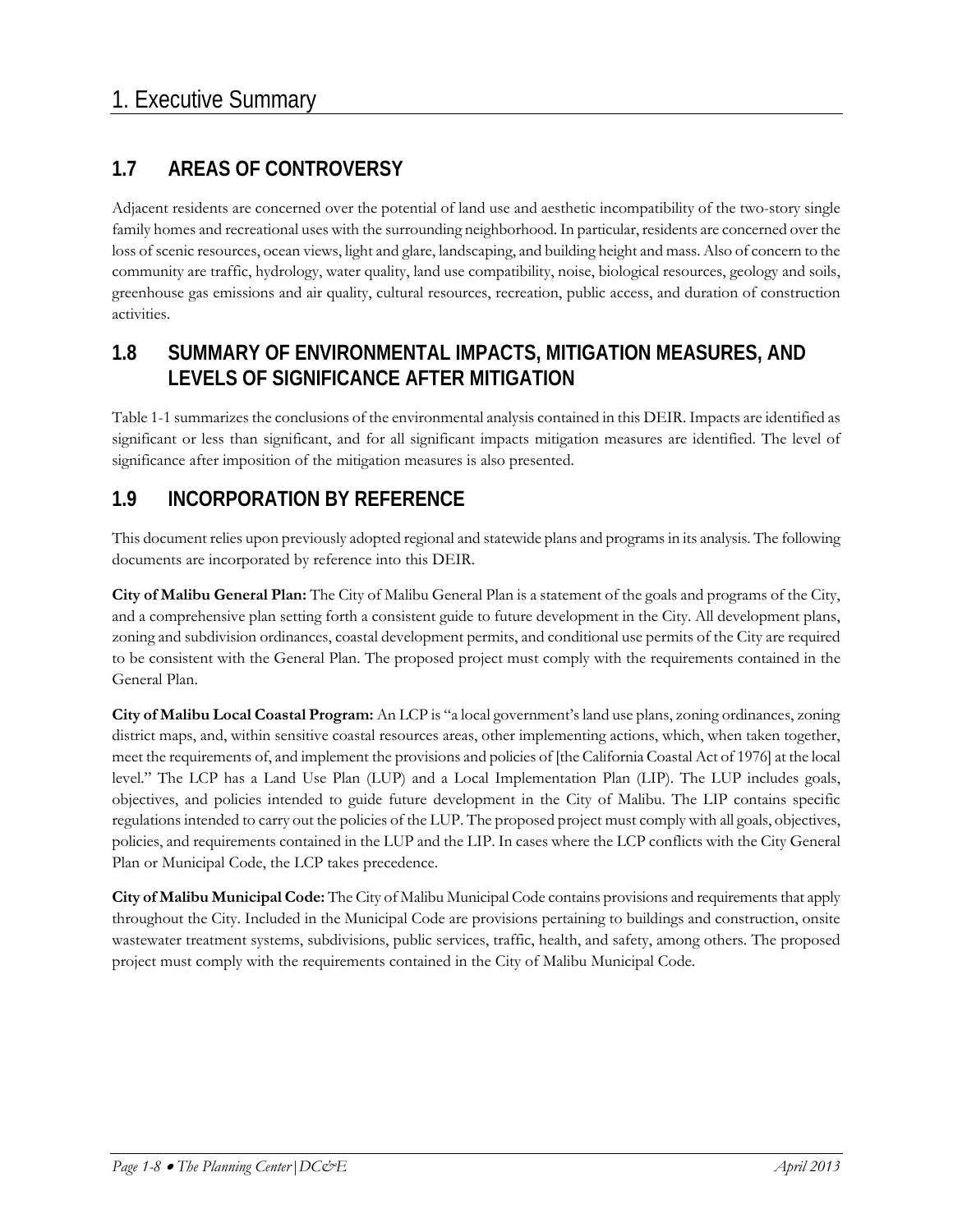## 1.7 AREAS OF CONTROVERSY

Adjacent residents are concerned over the potential of land use and aesthetic incompatibility of the two-story single family homes and recreational uses with the surrounding neighborhood. In particular, residents are concerned over the loss of scenic resources, ocean views, light and glare, landscaping, and building height and mass. Also of concern to the community are traffic, hydrology, water quality, land use compatibility, noise, biological resources, geology and soils, greenhouse gas emissions and air quality, cultural resources, recreation, public access, and duration of construction activities.

## 1.8 SUMMARY OF ENVIRONMENTAL IMPACTS, MITIGATION MEASURES, AND LEVELS OF SIGNIFICANCE AFTER MITIGATION

Table 1-1 summarizes the conclusions of the environmental analysis contained in this DEIR. Impacts are identified as significant or less than significant, and for all significant impacts mitigation measures are identified. The level of significance after imposition of the mitigation measures is also presented.

## 1.9 INCORPORATION BY REFERENCE

This document relies upon previously adopted regional and statewide plans and programs in its analysis. The following documents are incorporated by reference into this DEIR.

**City of Malibu General Plan:** The City of Malibu General Plan is a statement of the goals and programs of the City, and a comprehensive plan setting forth a consistent guide to future development in the City. All development plans, zoning and subdivision ordinances, coastal development permits, and conditional use permits of the City are required to be consistent with the General Plan. The proposed project must comply with the requirements contained in the General Plan.

**City of Malibu Local Coastal Program:** An LCP is "a local government's land use plans, zoning ordinances, zoning district maps, and, within sensitive coastal resources areas, other implementing actions, which, when taken together, meet the requirements of, and implement the provisions and policies of [the California Coastal Act of 1976] at the local level." The LCP has a Land Use Plan (LUP) and a Local Implementation Plan (LIP). The LUP includes goals, objectives, and policies intended to guide future development in the City of Malibu. The LIP contains specific regulations intended to carry out the policies of the LUP. The proposed project must comply with all goals, objectives, policies, and requirements contained in the LUP and the LIP. In cases where the LCP conflicts with the City General Plan or Municipal Code, the LCP takes precedence.

**City of Malibu Municipal Code:** The City of Malibu Municipal Code contains provisions and requirements that apply throughout the City. Included in the Municipal Code are provisions pertaining to buildings and construction, onsite wastewater treatment systems, subdivisions, public services, traffic, health, and safety, among others. The proposed project must comply with the requirements contained in the City of Malibu Municipal Code.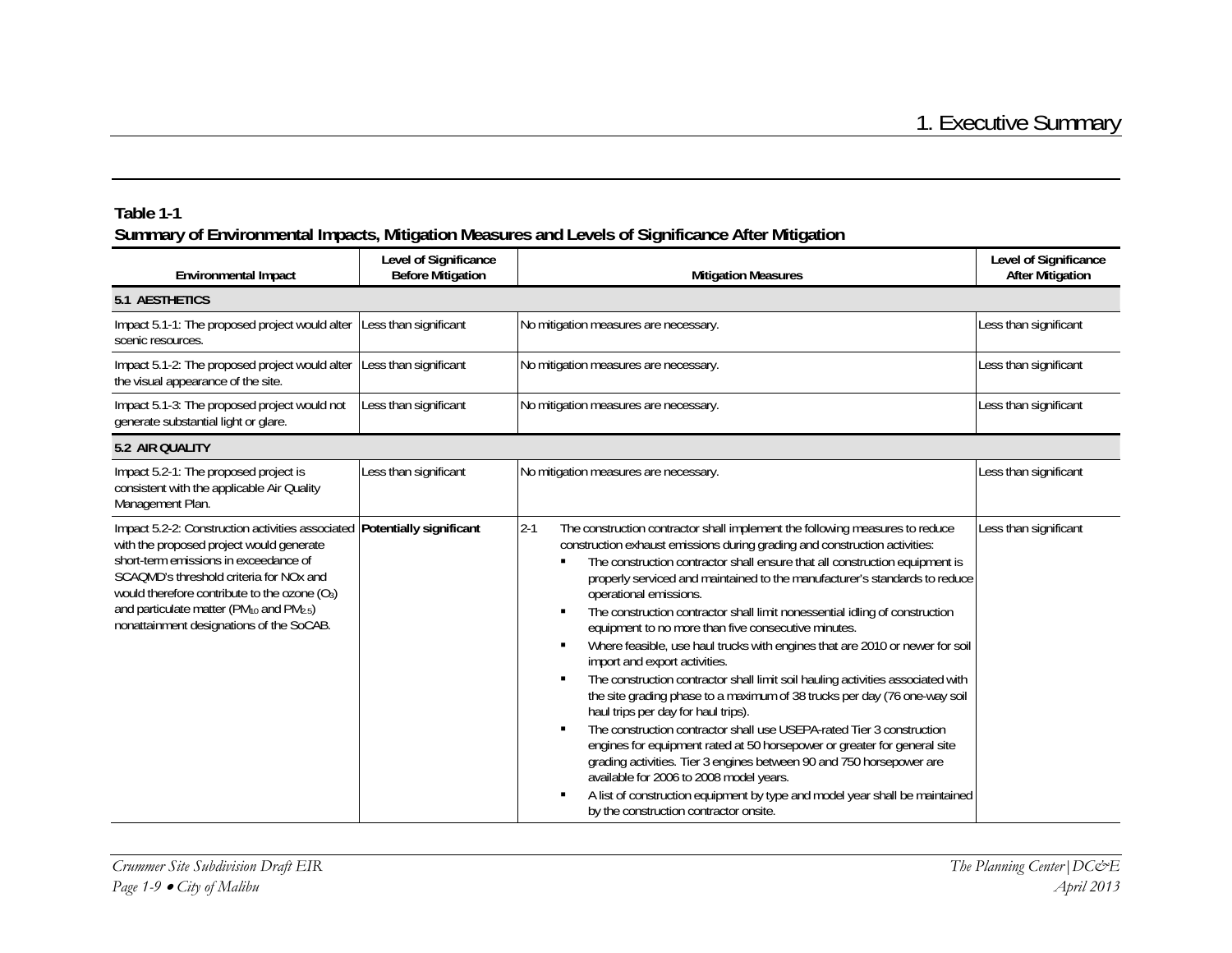**Table 1-1**
**Summary of Environmental Impacts, Mitigation Measures and Levels of Significance After Mitigation**

| Environmental Impact | Level of Significance Before Mitigation | Mitigation Measures | Level of Significance After Mitigation |
|---|---|---|---|
| **5.1 AESTHETICS** | | | |
| Impact 5.1-1: The proposed project would alter scenic resources. | Less than significant | No mitigation measures are necessary. | Less than significant |
| Impact 5.1-2: The proposed project would alter the visual appearance of the site. | Less than significant | No mitigation measures are necessary. | Less than significant |
| Impact 5.1-3: The proposed project would not generate substantial light or glare. | Less than significant | No mitigation measures are necessary. | Less than significant |
| **5.2 AIR QUALITY** | | | |
| Impact 5.2-1: The proposed project is consistent with the applicable Air Quality Management Plan. | Less than significant | No mitigation measures are necessary. | Less than significant |
| Impact 5.2-2: Construction activities associated with the proposed project would generate short-term emissions in exceedance of SCAQMD's threshold criteria for NOx and would therefore contribute to the ozone ($O_3$) and particulate matter ($PM_{10}$ and $PM_{2.5}$) nonattainment designations of the SoCAB. | **Potentially significant** | 2-1 The construction contractor shall implement the following measures to reduce construction exhaust emissions during grading and construction activities: <br>▪ The construction contractor shall ensure that all construction equipment is properly serviced and maintained to the manufacturer's standards to reduce operational emissions. <br>▪ The construction contractor shall limit nonessential idling of construction equipment to no more than five consecutive minutes. <br>▪ Where feasible, use haul trucks with engines that are 2010 or newer for soil import and export activities. <br>▪ The construction contractor shall limit soil hauling activities associated with the site grading phase to a maximum of 38 trucks per day (76 one-way soil haul trips per day for haul trips). <br>▪ The construction contractor shall use USEPA-rated Tier 3 construction engines for equipment rated at 50 horsepower or greater for general site grading activities. Tier 3 engines between 90 and 750 horsepower are available for 2006 to 2008 model years. <br>▪ A list of construction equipment by type and model year shall be maintained by the construction contractor onsite. | Less than significant |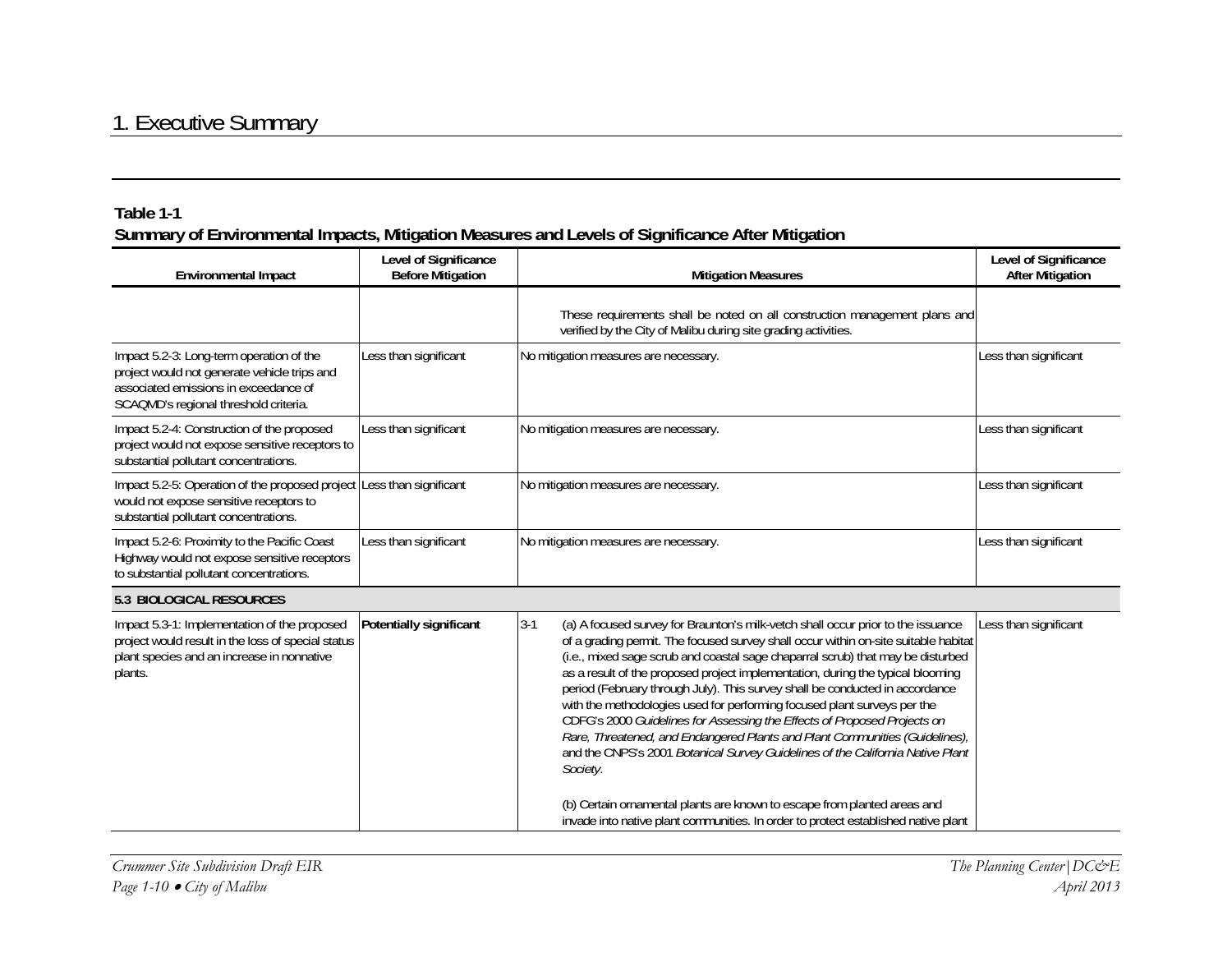## Table 1-1
**Summary of Environmental Impacts, Mitigation Measures and Levels of Significance After Mitigation**

| Environmental Impact | Level of Significance Before Mitigation | Mitigation Measures | Level of Significance After Mitigation |
|---|---|---|---|
| | | These requirements shall be noted on all construction management plans and verified by the City of Malibu during site grading activities. | |
| Impact 5.2-3: Long-term operation of the project would not generate vehicle trips and associated emissions in exceedance of SCAQMD's regional threshold criteria. | Less than significant | No mitigation measures are necessary. | Less than significant |
| Impact 5.2-4: Construction of the proposed project would not expose sensitive receptors to substantial pollutant concentrations. | Less than significant | No mitigation measures are necessary. | Less than significant |
| Impact 5.2-5: Operation of the proposed project would not expose sensitive receptors to substantial pollutant concentrations. | Less than significant | No mitigation measures are necessary. | Less than significant |
| Impact 5.2-6: Proximity to the Pacific Coast Highway would not expose sensitive receptors to substantial pollutant concentrations. | Less than significant | No mitigation measures are necessary. | Less than significant |
| **5.3 BIOLOGICAL RESOURCES** | | | |
| Impact 5.3-1: Implementation of the proposed project would result in the loss of special status plant species and an increase in nonnative plants. | **Potentially significant** | 3-1 (a) A focused survey for Braunton's milk-vetch shall occur prior to the issuance of a grading permit. The focused survey shall occur within on-site suitable habitat (i.e., mixed sage scrub and coastal sage chaparral scrub) that may be disturbed as a result of the proposed project implementation, during the typical blooming period (February through July). This survey shall be conducted in accordance with the methodologies used for performing focused plant surveys per the CDFG's 2000 *Guidelines for Assessing the Effects of Proposed Projects on Rare, Threatened, and Endangered Plants and Plant Communities (Guidelines)*, and the CNPS's 2001 *Botanical Survey Guidelines of the California Native Plant Society*.<br><br>(b) Certain ornamental plants are known to escape from planted areas and invade into native plant communities. In order to protect established native plant | Less than significant |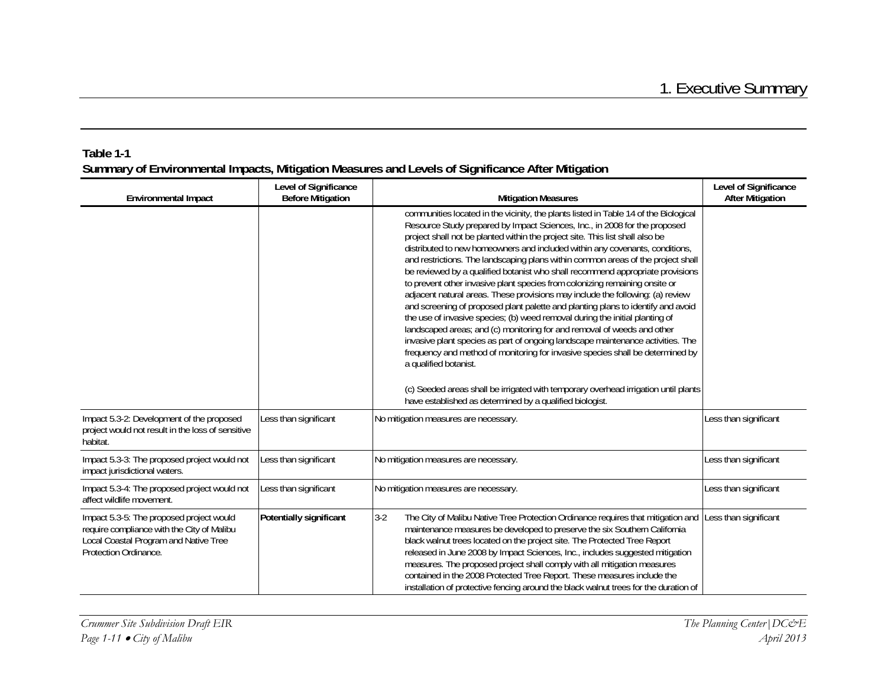**Table 1-1**
**Summary of Environmental Impacts, Mitigation Measures and Levels of Significance After Mitigation**

| Environmental Impact | Level of Significance Before Mitigation | Mitigation Measures | Level of Significance After Mitigation |
|---|---|---|---|
| | | communities located in the vicinity, the plants listed in Table 14 of the Biological Resource Study prepared by Impact Sciences, Inc., in 2008 for the proposed project shall not be planted within the project site. This list shall also be distributed to new homeowners and included within any covenants, conditions, and restrictions. The landscaping plans within common areas of the project shall be reviewed by a qualified botanist who shall recommend appropriate provisions to prevent other invasive plant species from colonizing remaining onsite or adjacent natural areas. These provisions may include the following: (a) review and screening of proposed plant palette and planting plans to identify and avoid the use of invasive species; (b) weed removal during the initial planting of landscaped areas; and (c) monitoring for and removal of weeds and other invasive plant species as part of ongoing landscape maintenance activities. The frequency and method of monitoring for invasive species shall be determined by a qualified botanist.<br><br>(c) Seeded areas shall be irrigated with temporary overhead irrigation until plants have established as determined by a qualified biologist. | |
| Impact 5.3-2: Development of the proposed project would not result in the loss of sensitive habitat. | Less than significant | No mitigation measures are necessary. | Less than significant |
| Impact 5.3-3: The proposed project would not impact jurisdictional waters. | Less than significant | No mitigation measures are necessary. | Less than significant |
| Impact 5.3-4: The proposed project would not affect wildlife movement. | Less than significant | No mitigation measures are necessary. | Less than significant |
| Impact 5.3-5: The proposed project would require compliance with the City of Malibu Local Coastal Program and Native Tree Protection Ordinance. | **Potentially significant** | 3-2 The City of Malibu Native Tree Protection Ordinance requires that mitigation and maintenance measures be developed to preserve the six Southern California black walnut trees located on the project site. The Protected Tree Report released in June 2008 by Impact Sciences, Inc., includes suggested mitigation measures. The proposed project shall comply with all mitigation measures contained in the 2008 Protected Tree Report. These measures include the installation of protective fencing around the black walnut trees for the duration of | Less than significant |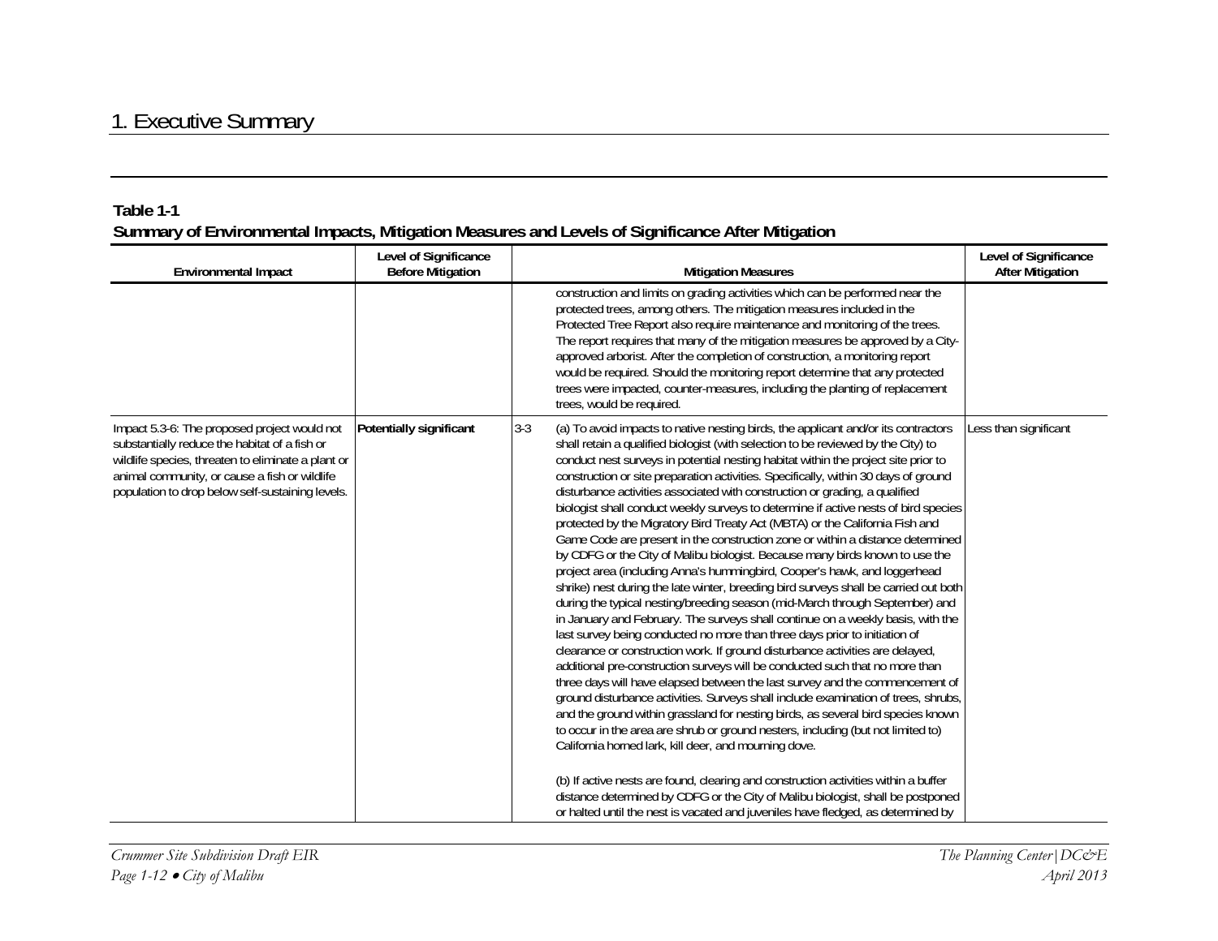Table 1-1
Summary of Environmental Impacts, Mitigation Measures and Levels of Significance After Mitigation

| Environmental Impact | Level of Significance Before Mitigation | | Mitigation Measures | Level of Significance After Mitigation |
|---|---|---|---|---|
| | | | construction and limits on grading activities which can be performed near the protected trees, among others. The mitigation measures included in the Protected Tree Report also require maintenance and monitoring of the trees. The report requires that many of the mitigation measures be approved by a City-approved arborist. After the completion of construction, a monitoring report would be required. Should the monitoring report determine that any protected trees were impacted, counter-measures, including the planting of replacement trees, would be required. | |
| Impact 5.3-6: The proposed project would not substantially reduce the habitat of a fish or wildlife species, threaten to eliminate a plant or animal community, or cause a fish or wildlife population to drop below self-sustaining levels. | **Potentially significant** | 3-3 | (a) To avoid impacts to native nesting birds, the applicant and/or its contractors shall retain a qualified biologist (with selection to be reviewed by the City) to conduct nest surveys in potential nesting habitat within the project site prior to construction or site preparation activities. Specifically, within 30 days of ground disturbance activities associated with construction or grading, a qualified biologist shall conduct weekly surveys to determine if active nests of bird species protected by the Migratory Bird Treaty Act (MBTA) or the California Fish and Game Code are present in the construction zone or within a distance determined by CDFG or the City of Malibu biologist. Because many birds known to use the project area (including Anna's hummingbird, Cooper's hawk, and loggerhead shrike) nest during the late winter, breeding bird surveys shall be carried out both during the typical nesting/breeding season (mid-March through September) and in January and February. The surveys shall continue on a weekly basis, with the last survey being conducted no more than three days prior to initiation of clearance or construction work. If ground disturbance activities are delayed, additional pre-construction surveys will be conducted such that no more than three days will have elapsed between the last survey and the commencement of ground disturbance activities. Surveys shall include examination of trees, shrubs, and the ground within grassland for nesting birds, as several bird species known to occur in the area are shrub or ground nesters, including (but not limited to) California horned lark, kill deer, and mourning dove.<br><br>(b) If active nests are found, clearing and construction activities within a buffer distance determined by CDFG or the City of Malibu biologist, shall be postponed or halted until the nest is vacated and juveniles have fledged, as determined by | Less than significant |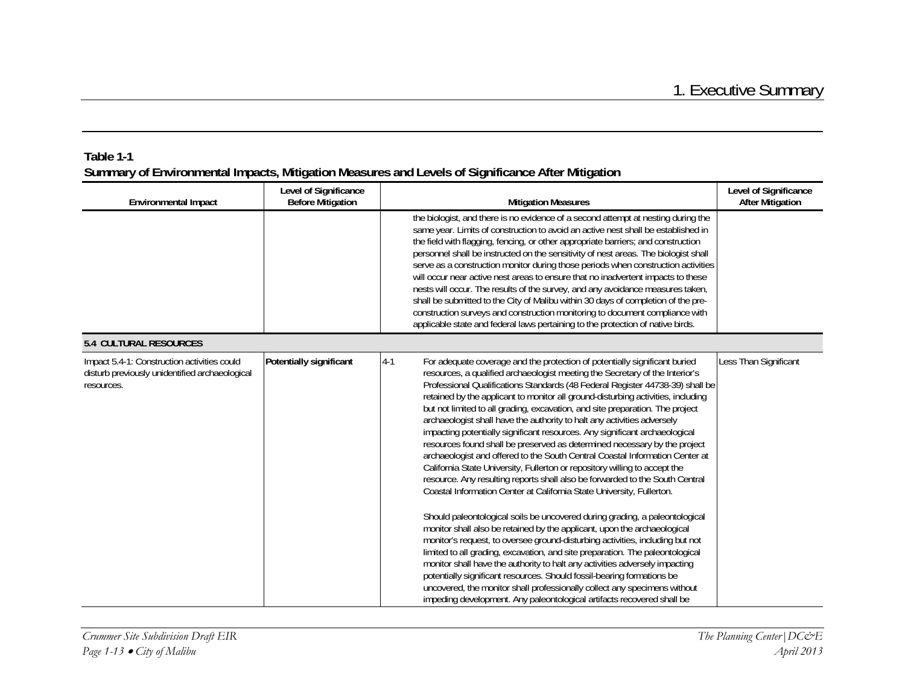**Table 1-1**
**Summary of Environmental Impacts, Mitigation Measures and Levels of Significance After Mitigation**

| Environmental Impact | Level of Significance Before Mitigation | Mitigation Measures | Level of Significance After Mitigation |
|---|---|---|---|
| | | the biologist, and there is no evidence of a second attempt at nesting during the same year. Limits of construction to avoid an active nest shall be established in the field with flagging, fencing, or other appropriate barriers; and construction personnel shall be instructed on the sensitivity of nest areas. The biologist shall serve as a construction monitor during those periods when construction activities will occur near active nest areas to ensure that no inadvertent impacts to these nests will occur. The results of the survey, and any avoidance measures taken, shall be submitted to the City of Malibu within 30 days of completion of the pre-construction surveys and construction monitoring to document compliance with applicable state and federal laws pertaining to the protection of native birds. | |
| **5.4 CULTURAL RESOURCES** | | | |
| Impact 5.4-1: Construction activities could disturb previously unidentified archaeological resources. | **Potentially significant** | 4-1 For adequate coverage and the protection of potentially significant buried resources, a qualified archaeologist meeting the Secretary of the Interior's Professional Qualifications Standards (48 Federal Register 44738-39) shall be retained by the applicant to monitor all ground-disturbing activities, including but not limited to all grading, excavation, and site preparation. The project archaeologist shall have the authority to halt any activities adversely impacting potentially significant resources. Any significant archaeological resources found shall be preserved as determined necessary by the project archaeologist and offered to the South Central Coastal Information Center at California State University, Fullerton or repository willing to accept the resource. Any resulting reports shall also be forwarded to the South Central Coastal Information Center at California State University, Fullerton.<br><br>Should paleontological soils be uncovered during grading, a paleontological monitor shall also be retained by the applicant, upon the archaeological monitor's request, to oversee ground-disturbing activities, including but not limited to all grading, excavation, and site preparation. The paleontological monitor shall have the authority to halt any activities adversely impacting potentially significant resources. Should fossil-bearing formations be uncovered, the monitor shall professionally collect any specimens without impeding development. Any paleontological artifacts recovered shall be | Less Than Significant |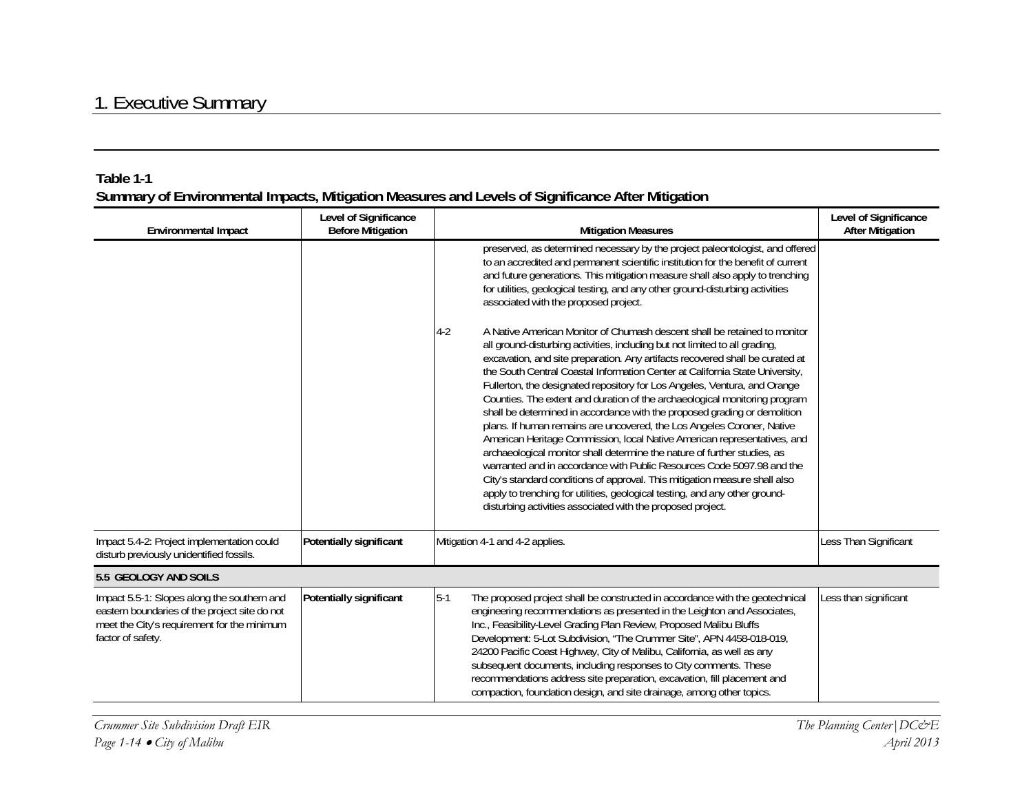**Table 1-1**
**Summary of Environmental Impacts, Mitigation Measures and Levels of Significance After Mitigation**

| Environmental Impact | Level of Significance Before Mitigation | Mitigation Measures | Level of Significance After Mitigation |
|---|---|---|---|
| | | preserved, as determined necessary by the project paleontologist, and offered to an accredited and permanent scientific institution for the benefit of current and future generations. This mitigation measure shall also apply to trenching for utilities, geological testing, and any other ground-disturbing activities associated with the proposed project.<br><br>4-2 A Native American Monitor of Chumash descent shall be retained to monitor all ground-disturbing activities, including but not limited to all grading, excavation, and site preparation. Any artifacts recovered shall be curated at the South Central Coastal Information Center at California State University, Fullerton, the designated repository for Los Angeles, Ventura, and Orange Counties. The extent and duration of the archaeological monitoring program shall be determined in accordance with the proposed grading or demolition plans. If human remains are uncovered, the Los Angeles Coroner, Native American Heritage Commission, local Native American representatives, and archaeological monitor shall determine the nature of further studies, as warranted and in accordance with Public Resources Code 5097.98 and the City's standard conditions of approval. This mitigation measure shall also apply to trenching for utilities, geological testing, and any other ground-disturbing activities associated with the proposed project. | |
| Impact 5.4-2: Project implementation could disturb previously unidentified fossils. | **Potentially significant** | Mitigation 4-1 and 4-2 applies. | Less Than Significant |
| **5.5 GEOLOGY AND SOILS** | | | |
| Impact 5.5-1: Slopes along the southern and eastern boundaries of the project site do not meet the City's requirement for the minimum factor of safety. | **Potentially significant** | 5-1 The proposed project shall be constructed in accordance with the geotechnical engineering recommendations as presented in the Leighton and Associates, Inc., Feasibility-Level Grading Plan Review, Proposed Malibu Bluffs Development: 5-Lot Subdivision, "The Crummer Site", APN 4458-018-019, 24200 Pacific Coast Highway, City of Malibu, California, as well as any subsequent documents, including responses to City comments. These recommendations address site preparation, excavation, fill placement and compaction, foundation design, and site drainage, among other topics. | Less than significant |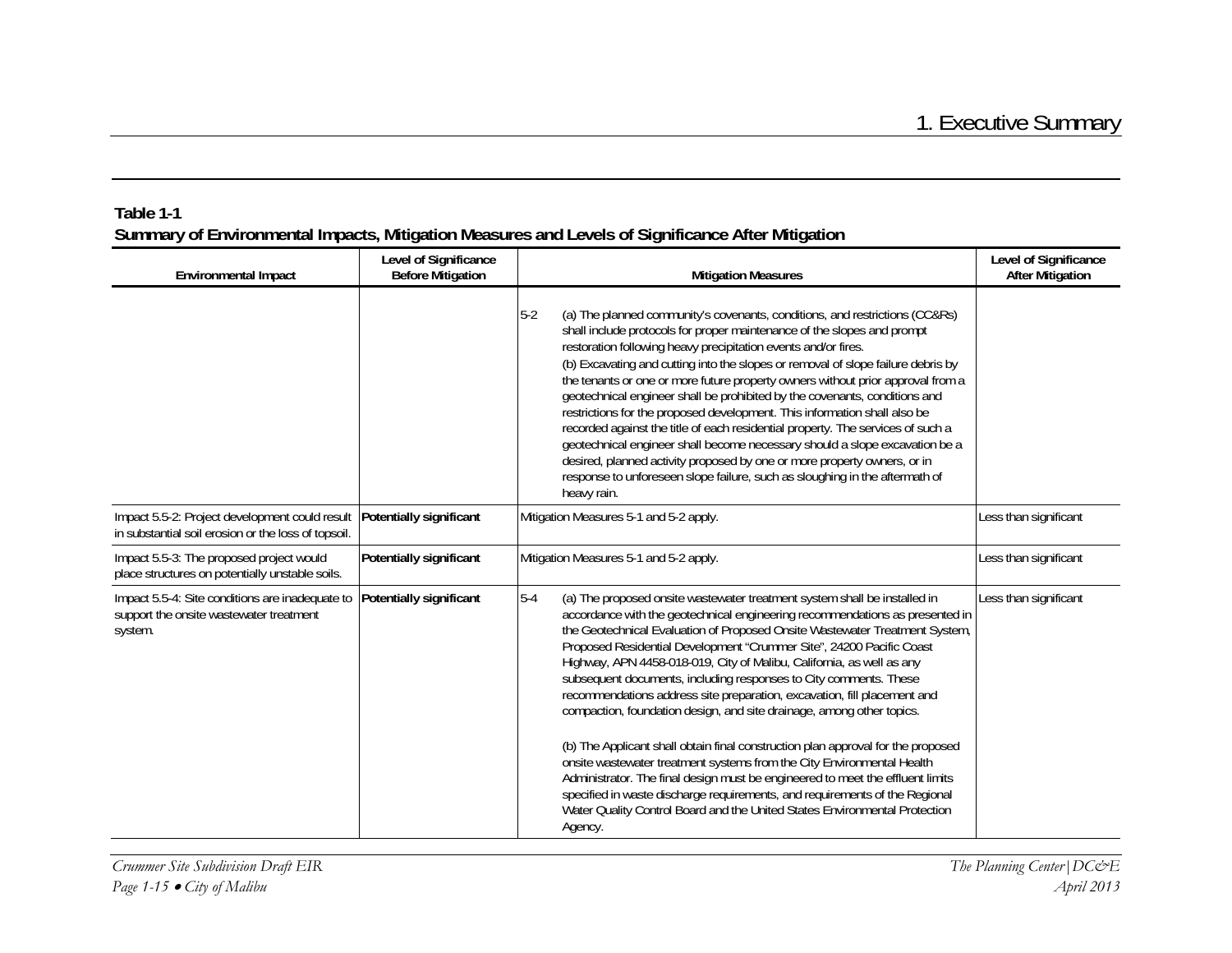**Table 1-1**
**Summary of Environmental Impacts, Mitigation Measures and Levels of Significance After Mitigation**

| Environmental Impact | Level of Significance Before Mitigation | Mitigation Measures | Level of Significance After Mitigation |
|---|---|---|---|
| | | 5-2 (a) The planned community's covenants, conditions, and restrictions (CC&Rs) shall include protocols for proper maintenance of the slopes and prompt restoration following heavy precipitation events and/or fires.<br>(b) Excavating and cutting into the slopes or removal of slope failure debris by the tenants or one or more future property owners without prior approval from a geotechnical engineer shall be prohibited by the covenants, conditions and restrictions for the proposed development. This information shall also be recorded against the title of each residential property. The services of such a geotechnical engineer shall become necessary should a slope excavation be a desired, planned activity proposed by one or more property owners, or in response to unforeseen slope failure, such as sloughing in the aftermath of heavy rain. | |
| Impact 5.5-2: Project development could result in substantial soil erosion or the loss of topsoil. | **Potentially significant** | Mitigation Measures 5-1 and 5-2 apply. | Less than significant |
| Impact 5.5-3: The proposed project would place structures on potentially unstable soils. | **Potentially significant** | Mitigation Measures 5-1 and 5-2 apply. | Less than significant |
| Impact 5.5-4: Site conditions are inadequate to support the onsite wastewater treatment system. | **Potentially significant** | 5-4 (a) The proposed onsite wastewater treatment system shall be installed in accordance with the geotechnical engineering recommendations as presented in the Geotechnical Evaluation of Proposed Onsite Wastewater Treatment System, Proposed Residential Development "Crummer Site", 24200 Pacific Coast Highway, APN 4458-018-019, City of Malibu, California, as well as any subsequent documents, including responses to City comments. These recommendations address site preparation, excavation, fill placement and compaction, foundation design, and site drainage, among other topics.<br><br>(b) The Applicant shall obtain final construction plan approval for the proposed onsite wastewater treatment systems from the City Environmental Health Administrator. The final design must be engineered to meet the effluent limits specified in waste discharge requirements, and requirements of the Regional Water Quality Control Board and the United States Environmental Protection Agency. | Less than significant |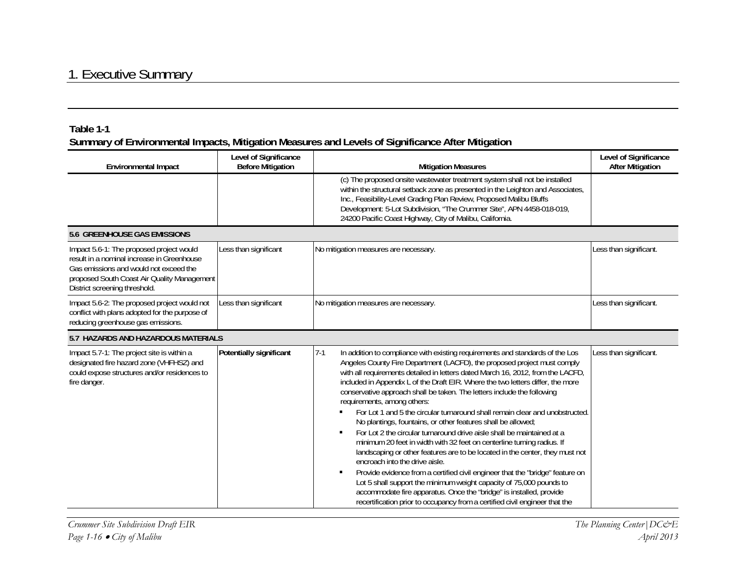**Table 1-1**
**Summary of Environmental Impacts, Mitigation Measures and Levels of Significance After Mitigation**

| Environmental Impact | Level of Significance Before Mitigation | Mitigation Measures | Level of Significance After Mitigation |
|---|---|---|---|
| | | (c) The proposed onsite wastewater treatment system shall not be installed within the structural setback zone as presented in the Leighton and Associates, Inc., Feasibility-Level Grading Plan Review, Proposed Malibu Bluffs Development: 5-Lot Subdivision, "The Crummer Site", APN 4458-018-019, 24200 Pacific Coast Highway, City of Malibu, California. | |
| **5.6 GREENHOUSE GAS EMISSIONS** | | | |
| Impact 5.6-1: The proposed project would result in a nominal increase in Greenhouse Gas emissions and would not exceed the proposed South Coast Air Quality Management District screening threshold. | Less than significant | No mitigation measures are necessary. | Less than significant. |
| Impact 5.6-2: The proposed project would not conflict with plans adopted for the purpose of reducing greenhouse gas emissions. | Less than significant | No mitigation measures are necessary. | Less than significant. |
| **5.7 HAZARDS AND HAZARDOUS MATERIALS** | | | |
| Impact 5.7-1: The project site is within a designated fire hazard zone (VHFHSZ) and could expose structures and/or residences to fire danger. | **Potentially significant** | 7-1 In addition to compliance with existing requirements and standards of the Los Angeles County Fire Department (LACFD), the proposed project must comply with all requirements detailed in letters dated March 16, 2012, from the LACFD, included in Appendix L of the Draft EIR. Where the two letters differ, the more conservative approach shall be taken. The letters include the following requirements, among others:<br>▪ For Lot 1 and 5 the circular turnaround shall remain clear and unobstructed. No plantings, fountains, or other features shall be allowed;<br>▪ For Lot 2 the circular turnaround drive aisle shall be maintained at a minimum 20 feet in width with 32 feet on centerline turning radius. If landscaping or other features are to be located in the center, they must not encroach into the drive aisle.<br>▪ Provide evidence from a certified civil engineer that the "bridge" feature on Lot 5 shall support the minimum weight capacity of 75,000 pounds to accommodate fire apparatus. Once the "bridge" is installed, provide recertification prior to occupancy from a certified civil engineer that the | Less than significant. |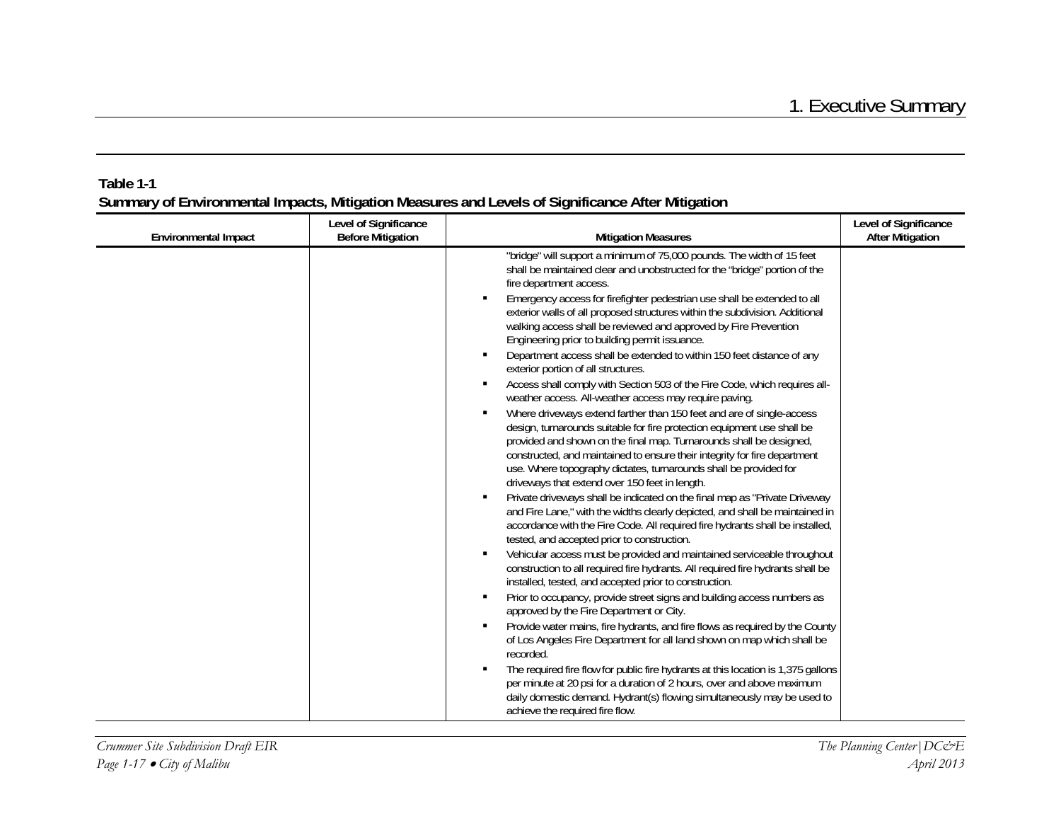**Table 1-1**
**Summary of Environmental Impacts, Mitigation Measures and Levels of Significance After Mitigation**

| Environmental Impact | Level of Significance Before Mitigation | Mitigation Measures | Level of Significance After Mitigation |
|---|---|---|---|
| | | "bridge" will support a minimum of 75,000 pounds. The width of 15 feet shall be maintained clear and unobstructed for the "bridge" portion of the fire department access.<br>▪ Emergency access for firefighter pedestrian use shall be extended to all exterior walls of all proposed structures within the subdivision. Additional walking access shall be reviewed and approved by Fire Prevention Engineering prior to building permit issuance.<br>▪ Department access shall be extended to within 150 feet distance of any exterior portion of all structures.<br>▪ Access shall comply with Section 503 of the Fire Code, which requires all-weather access. All-weather access may require paving.<br>▪ Where driveways extend farther than 150 feet and are of single-access design, turnarounds suitable for fire protection equipment use shall be provided and shown on the final map. Turnarounds shall be designed, constructed, and maintained to ensure their integrity for fire department use. Where topography dictates, turnarounds shall be provided for driveways that extend over 150 feet in length.<br>▪ Private driveways shall be indicated on the final map as "Private Driveway and Fire Lane," with the widths clearly depicted, and shall be maintained in accordance with the Fire Code. All required fire hydrants shall be installed, tested, and accepted prior to construction.<br>▪ Vehicular access must be provided and maintained serviceable throughout construction to all required fire hydrants. All required fire hydrants shall be installed, tested, and accepted prior to construction.<br>▪ Prior to occupancy, provide street signs and building access numbers as approved by the Fire Department or City.<br>▪ Provide water mains, fire hydrants, and fire flows as required by the County of Los Angeles Fire Department for all land shown on map which shall be recorded.<br>▪ The required fire flow for public fire hydrants at this location is 1,375 gallons per minute at 20 psi for a duration of 2 hours, over and above maximum daily domestic demand. Hydrant(s) flowing simultaneously may be used to achieve the required fire flow. | |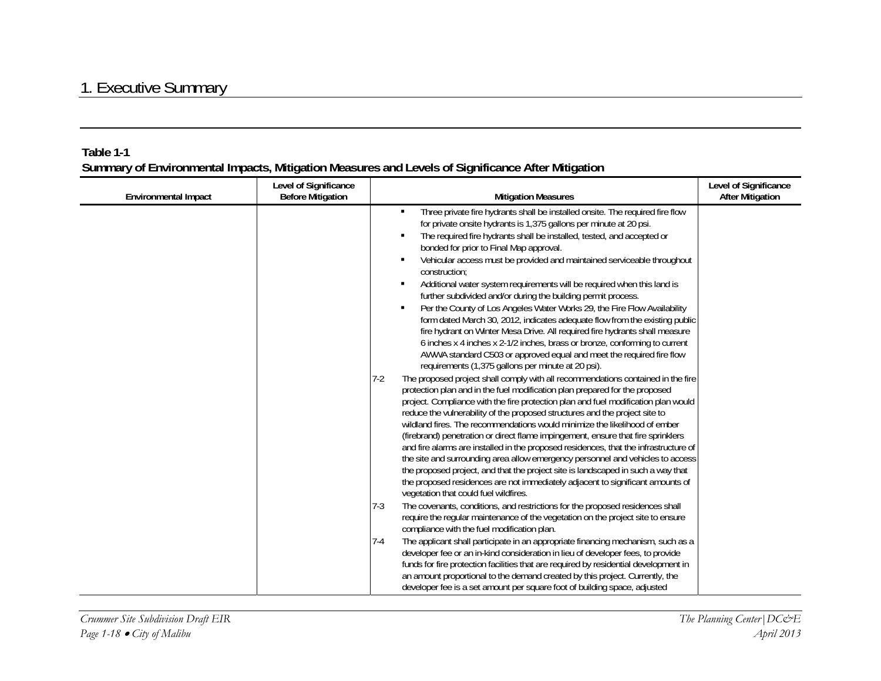## Table 1-1
## Summary of Environmental Impacts, Mitigation Measures and Levels of Significance After Mitigation

| Environmental Impact | Level of Significance Before Mitigation | Mitigation Measures | Level of Significance After Mitigation |
|---|---|---|---|
| | | ▪ Three private fire hydrants shall be installed onsite. The required fire flow for private onsite hydrants is 1,375 gallons per minute at 20 psi.<br>▪ The required fire hydrants shall be installed, tested, and accepted or bonded for prior to Final Map approval.<br>▪ Vehicular access must be provided and maintained serviceable throughout construction;<br>▪ Additional water system requirements will be required when this land is further subdivided and/or during the building permit process.<br>▪ Per the County of Los Angeles Water Works 29, the Fire Flow Availability form dated March 30, 2012, indicates adequate flow from the existing public fire hydrant on Winter Mesa Drive. All required fire hydrants shall measure 6 inches x 4 inches x 2-1/2 inches, brass or bronze, conforming to current AWWA standard C503 or approved equal and meet the required fire flow requirements (1,375 gallons per minute at 20 psi).<br>7-2 The proposed project shall comply with all recommendations contained in the fire protection plan and in the fuel modification plan prepared for the proposed project. Compliance with the fire protection plan and fuel modification plan would reduce the vulnerability of the proposed structures and the project site to wildland fires. The recommendations would minimize the likelihood of ember (firebrand) penetration or direct flame impingement, ensure that fire sprinklers and fire alarms are installed in the proposed residences, that the infrastructure of the site and surrounding area allow emergency personnel and vehicles to access the proposed project, and that the project site is landscaped in such a way that the proposed residences are not immediately adjacent to significant amounts of vegetation that could fuel wildfires.<br>7-3 The covenants, conditions, and restrictions for the proposed residences shall require the regular maintenance of the vegetation on the project site to ensure compliance with the fuel modification plan.<br>7-4 The applicant shall participate in an appropriate financing mechanism, such as a developer fee or an in-kind consideration in lieu of developer fees, to provide funds for fire protection facilities that are required by residential development in an amount proportional to the demand created by this project. Currently, the developer fee is a set amount per square foot of building space, adjusted | |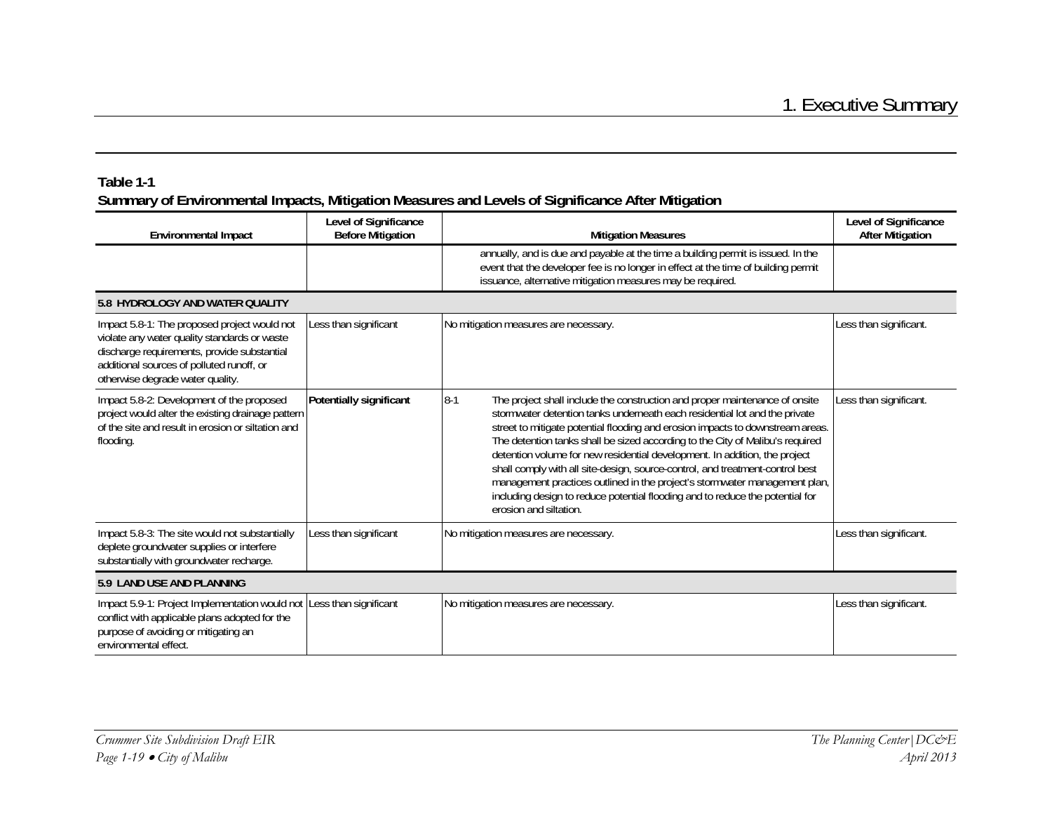**Table 1-1**
**Summary of Environmental Impacts, Mitigation Measures and Levels of Significance After Mitigation**

| Environmental Impact | Level of Significance Before Mitigation | Mitigation Measures | Level of Significance After Mitigation |
|---|---|---|---|
| | | annually, and is due and payable at the time a building permit is issued. In the event that the developer fee is no longer in effect at the time of building permit issuance, alternative mitigation measures may be required. | |
| **5.8 HYDROLOGY AND WATER QUALITY** | | | |
| Impact 5.8-1: The proposed project would not violate any water quality standards or waste discharge requirements, provide substantial additional sources of polluted runoff, or otherwise degrade water quality. | Less than significant | No mitigation measures are necessary. | Less than significant. |
| Impact 5.8-2: Development of the proposed project would alter the existing drainage pattern of the site and result in erosion or siltation and flooding. | **Potentially significant** | 8-1 The project shall include the construction and proper maintenance of onsite stormwater detention tanks underneath each residential lot and the private street to mitigate potential flooding and erosion impacts to downstream areas. The detention tanks shall be sized according to the City of Malibu's required detention volume for new residential development. In addition, the project shall comply with all site-design, source-control, and treatment-control best management practices outlined in the project's stormwater management plan, including design to reduce potential flooding and to reduce the potential for erosion and siltation. | Less than significant. |
| Impact 5.8-3: The site would not substantially deplete groundwater supplies or interfere substantially with groundwater recharge. | Less than significant | No mitigation measures are necessary. | Less than significant. |
| **5.9 LAND USE AND PLANNING** | | | |
| Impact 5.9-1: Project Implementation would not conflict with applicable plans adopted for the purpose of avoiding or mitigating an environmental effect. | Less than significant | No mitigation measures are necessary. | Less than significant. |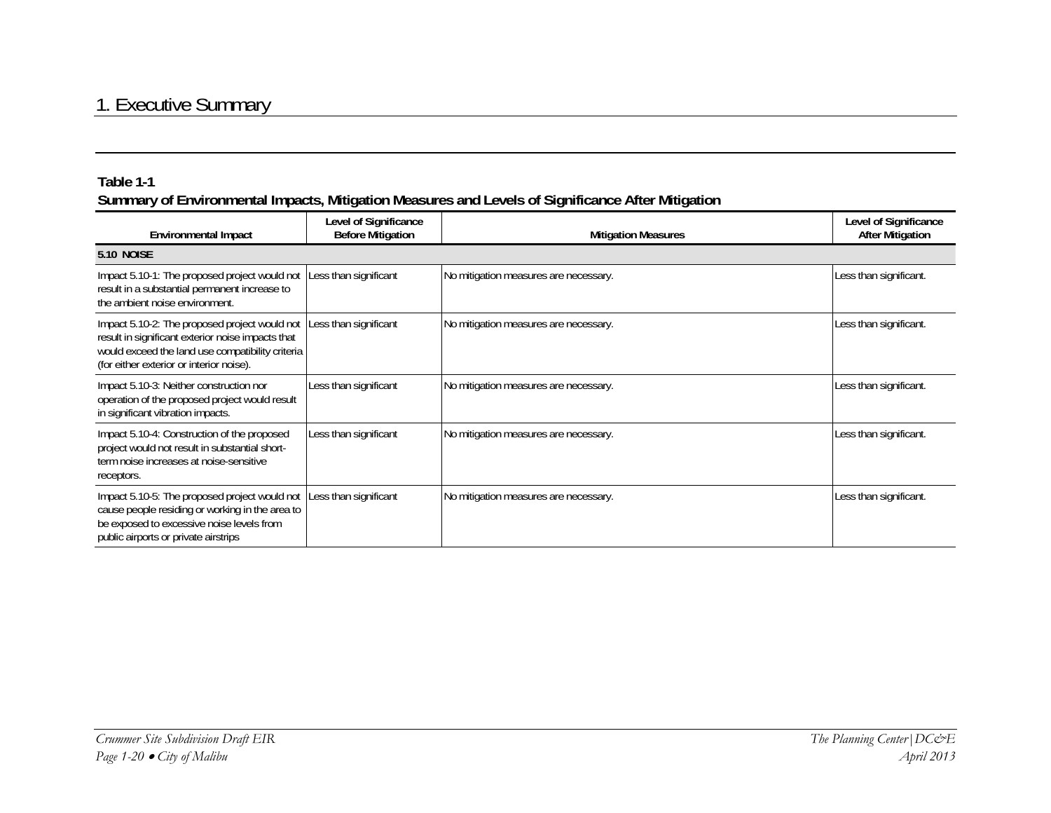**Table 1-1**
**Summary of Environmental Impacts, Mitigation Measures and Levels of Significance After Mitigation**

| Environmental Impact | Level of Significance Before Mitigation | Mitigation Measures | Level of Significance After Mitigation |
|---|---|---|---|
| **5.10 NOISE** | | | |
| Impact 5.10-1: The proposed project would not result in a substantial permanent increase to the ambient noise environment. | Less than significant | No mitigation measures are necessary. | Less than significant. |
| Impact 5.10-2: The proposed project would not result in significant exterior noise impacts that would exceed the land use compatibility criteria (for either exterior or interior noise). | Less than significant | No mitigation measures are necessary. | Less than significant. |
| Impact 5.10-3: Neither construction nor operation of the proposed project would result in significant vibration impacts. | Less than significant | No mitigation measures are necessary. | Less than significant. |
| Impact 5.10-4: Construction of the proposed project would not result in substantial short-term noise increases at noise-sensitive receptors. | Less than significant | No mitigation measures are necessary. | Less than significant. |
| Impact 5.10-5: The proposed project would not cause people residing or working in the area to be exposed to excessive noise levels from public airports or private airstrips | Less than significant | No mitigation measures are necessary. | Less than significant. |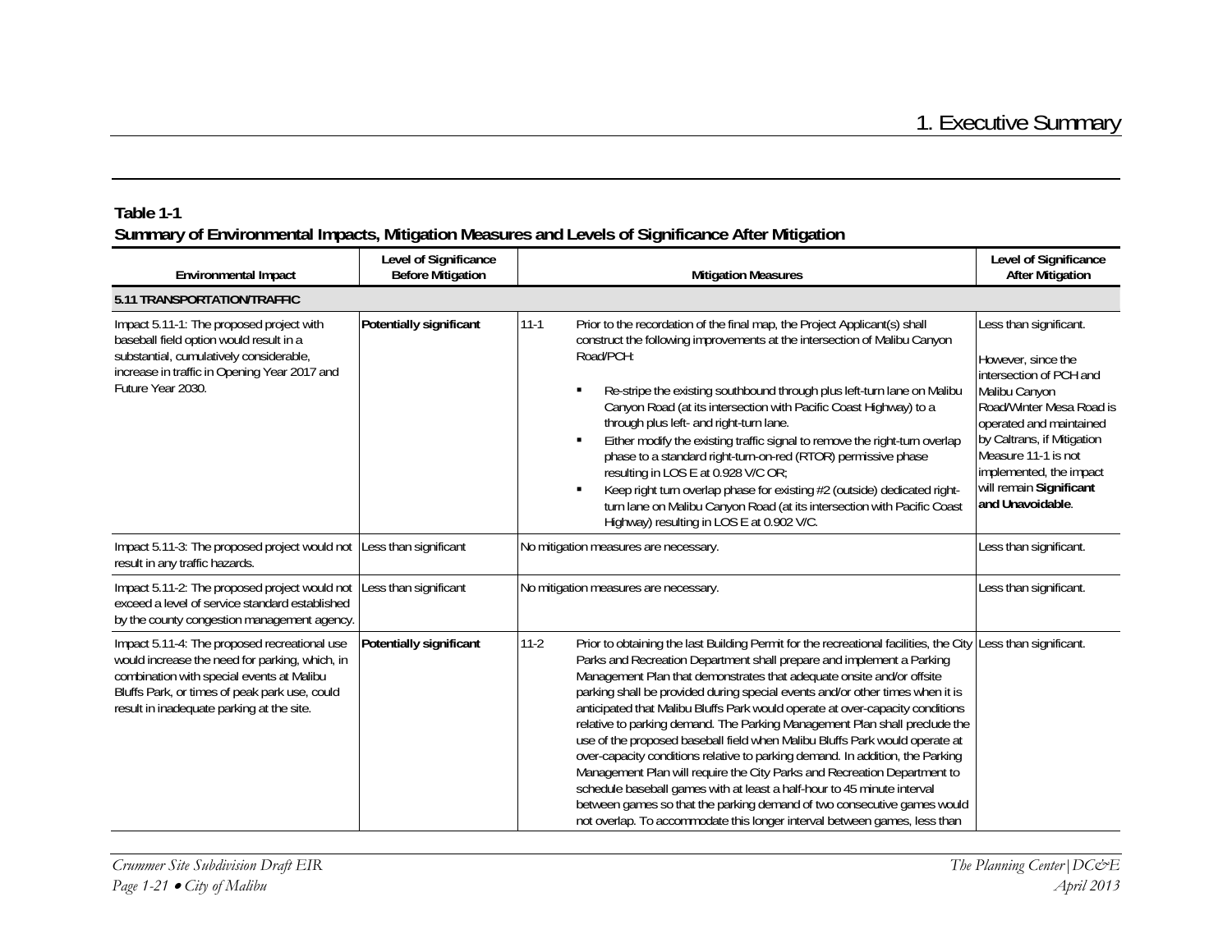**Table 1-1**
**Summary of Environmental Impacts, Mitigation Measures and Levels of Significance After Mitigation**

| Environmental Impact | Level of Significance Before Mitigation | Mitigation Measures | Level of Significance After Mitigation |
|---|---|---|---|
| **5.11 TRANSPORTATION/TRAFFIC** | | | |
| Impact 5.11-1: The proposed project with baseball field option would result in a substantial, cumulatively considerable, increase in traffic in Opening Year 2017 and Future Year 2030. | **Potentially significant** | 11-1 Prior to the recordation of the final map, the Project Applicant(s) shall construct the following improvements at the intersection of Malibu Canyon Road/PCH:<br>▪ Re-stripe the existing southbound through plus left-turn lane on Malibu Canyon Road (at its intersection with Pacific Coast Highway) to a through plus left- and right-turn lane.<br>▪ Either modify the existing traffic signal to remove the right-turn overlap phase to a standard right-turn-on-red (RTOR) permissive phase resulting in LOS E at 0.928 V/C OR;<br>▪ Keep right turn overlap phase for existing #2 (outside) dedicated right-turn lane on Malibu Canyon Road (at its intersection with Pacific Coast Highway) resulting in LOS E at 0.902 V/C. | Less than significant.<br><br>However, since the intersection of PCH and Malibu Canyon Road/Winter Mesa Road is operated and maintained by Caltrans, if Mitigation Measure 11-1 is not implemented, the impact will remain **Significant and Unavoidable**. |
| Impact 5.11-3: The proposed project would not result in any traffic hazards. | Less than significant | No mitigation measures are necessary. | Less than significant. |
| Impact 5.11-2: The proposed project would not exceed a level of service standard established by the county congestion management agency. | Less than significant | No mitigation measures are necessary. | Less than significant. |
| Impact 5.11-4: The proposed recreational use would increase the need for parking, which, in combination with special events at Malibu Bluffs Park, or times of peak park use, could result in inadequate parking at the site. | **Potentially significant** | 11-2 Prior to obtaining the last Building Permit for the recreational facilities, the City Parks and Recreation Department shall prepare and implement a Parking Management Plan that demonstrates that adequate onsite and/or offsite parking shall be provided during special events and/or other times when it is anticipated that Malibu Bluffs Park would operate at over-capacity conditions relative to parking demand. The Parking Management Plan shall preclude the use of the proposed baseball field when Malibu Bluffs Park would operate at over-capacity conditions relative to parking demand. In addition, the Parking Management Plan will require the City Parks and Recreation Department to schedule baseball games with at least a half-hour to 45 minute interval between games so that the parking demand of two consecutive games would not overlap. To accommodate this longer interval between games, less than | Less than significant. |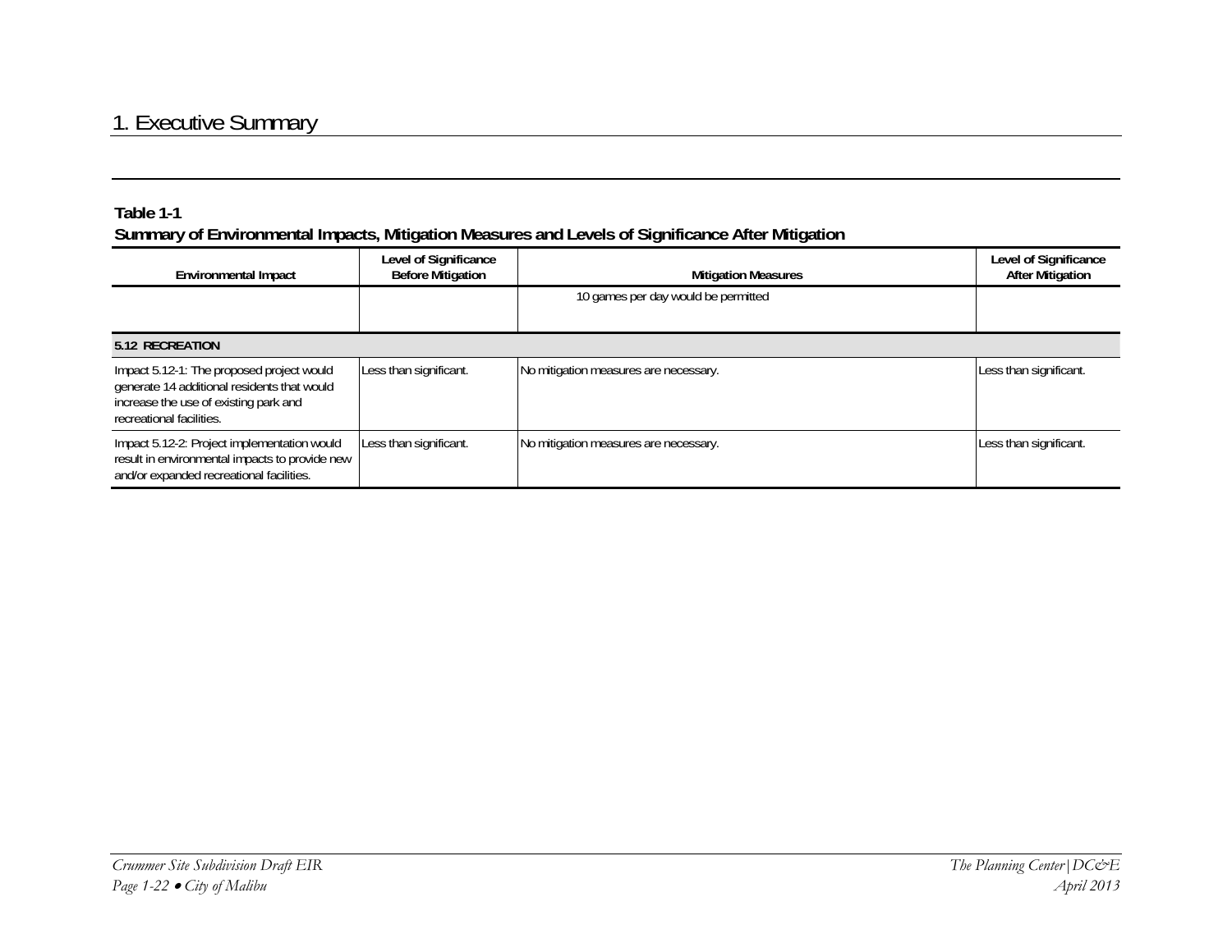**Table 1-1**
**Summary of Environmental Impacts, Mitigation Measures and Levels of Significance After Mitigation**

| Environmental Impact | Level of Significance Before Mitigation | Mitigation Measures | Level of Significance After Mitigation |
|---|---|---|---|
| | | 10 games per day would be permitted | |
| **5.12 RECREATION** | | | |
| Impact 5.12-1: The proposed project would generate 14 additional residents that would increase the use of existing park and recreational facilities. | Less than significant. | No mitigation measures are necessary. | Less than significant. |
| Impact 5.12-2: Project implementation would result in environmental impacts to provide new and/or expanded recreational facilities. | Less than significant. | No mitigation measures are necessary. | Less than significant. |